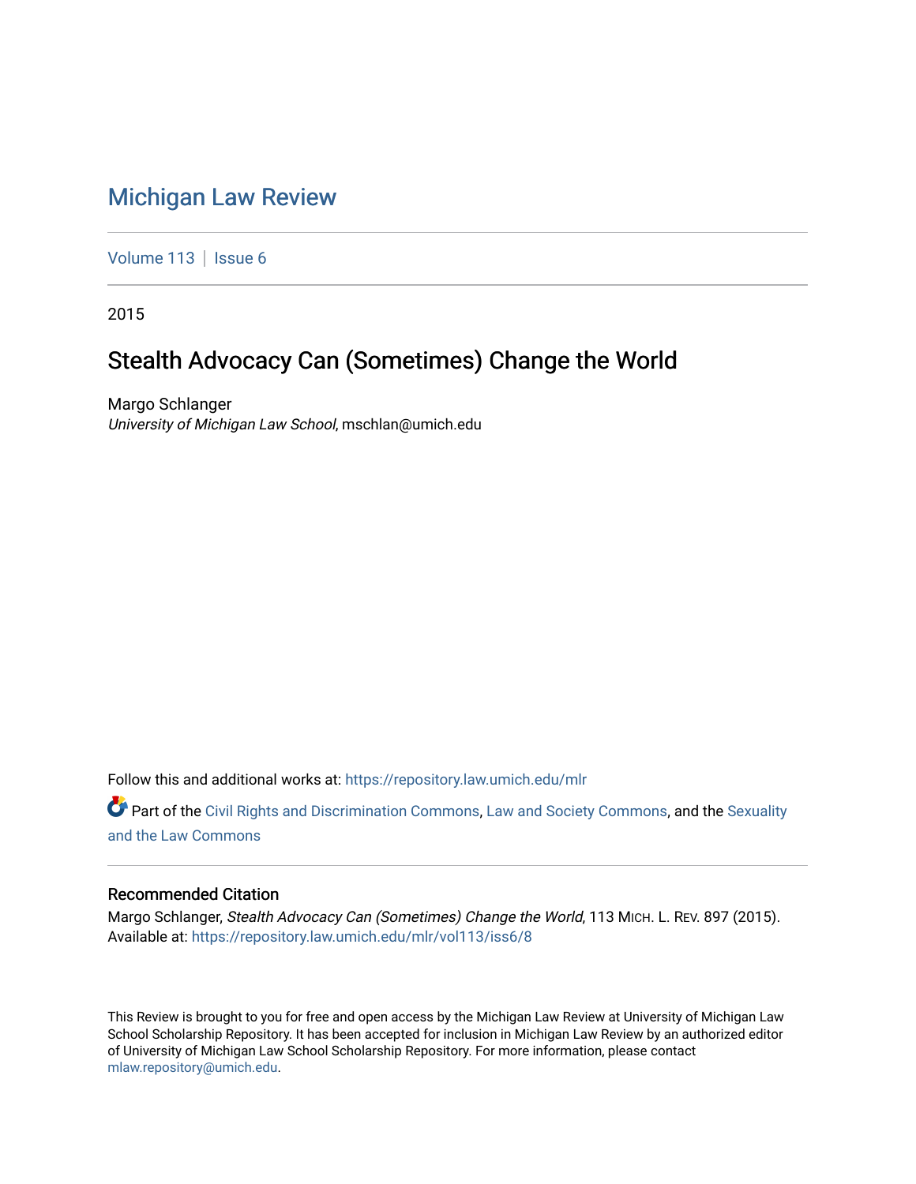# Michigan Law Review

Volume 113 | Issue 6

2015

## Stealth Advocacy Can (Sometimes) Change the World

Margo Schlanger
*University of Michigan Law School*, mschlan@umich.edu

Follow this and additional works at: https://repository.law.umich.edu/mlr

Part of the Civil Rights and Discrimination Commons, Law and Society Commons, and the Sexuality and the Law Commons

### Recommended Citation

Margo Schlanger, *Stealth Advocacy Can (Sometimes) Change the World*, 113 MICH. L. REV. 897 (2015).
Available at: https://repository.law.umich.edu/mlr/vol113/iss6/8

This Review is brought to you for free and open access by the Michigan Law Review at University of Michigan Law School Scholarship Repository. It has been accepted for inclusion in Michigan Law Review by an authorized editor of University of Michigan Law School Scholarship Repository. For more information, please contact mlaw.repository@umich.edu.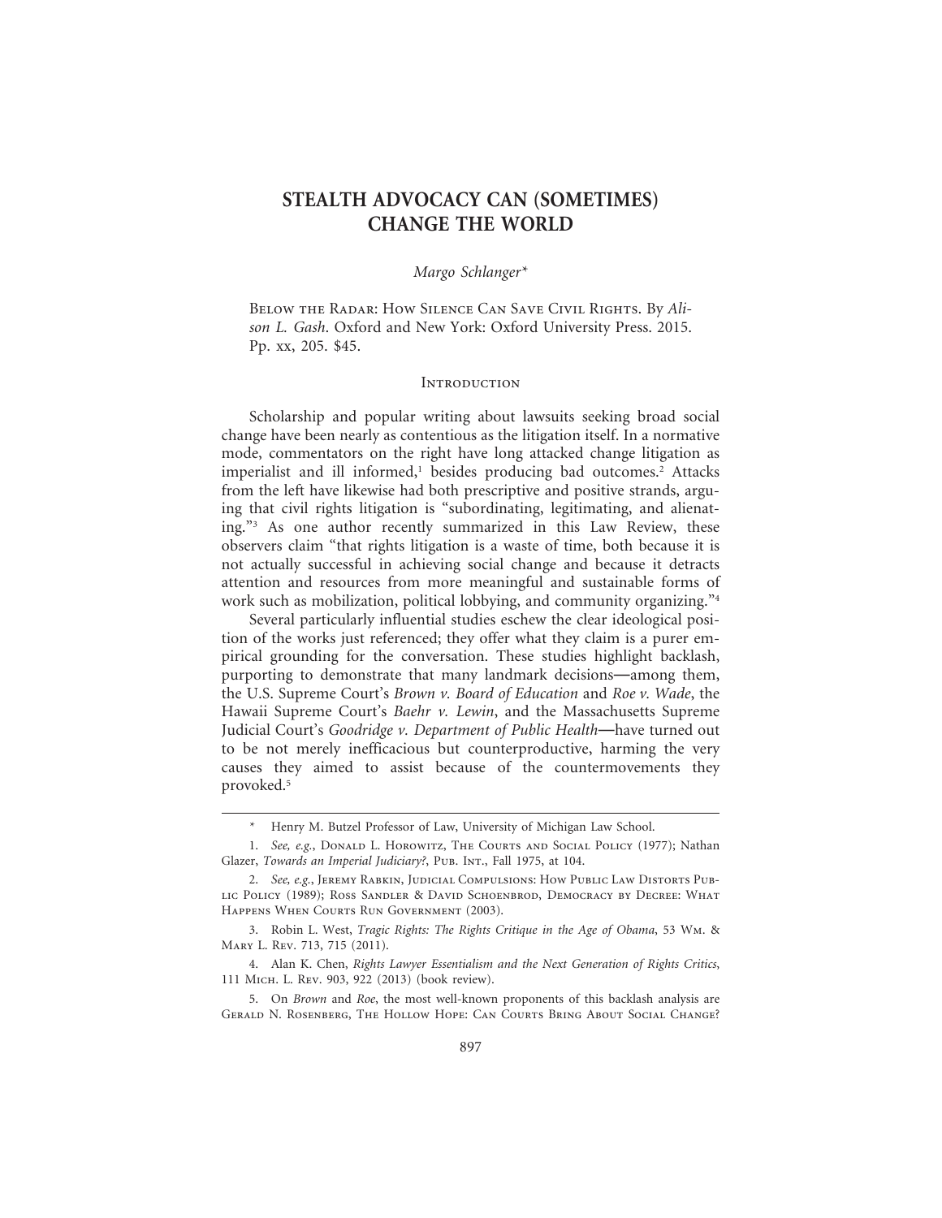# STEALTH ADVOCACY CAN (SOMETIMES) CHANGE THE WORLD

*Margo Schlanger*\*

Below the Radar: How Silence Can Save Civil Rights. By *Alison L. Gash*. Oxford and New York: Oxford University Press. 2015. Pp. xx, 205. $45.

## Introduction

Scholarship and popular writing about lawsuits seeking broad social change have been nearly as contentious as the litigation itself. In a normative mode, commentators on the right have long attacked change litigation as imperialist and ill informed,[1] besides producing bad outcomes.[2] Attacks from the left have likewise had both prescriptive and positive strands, arguing that civil rights litigation is "subordinating, legitimating, and alienating."[3] As one author recently summarized in this Law Review, these observers claim "that rights litigation is a waste of time, both because it is not actually successful in achieving social change and because it detracts attention and resources from more meaningful and sustainable forms of work such as mobilization, political lobbying, and community organizing."[4]

Several particularly influential studies eschew the clear ideological position of the works just referenced; they offer what they claim is a purer empirical grounding for the conversation. These studies highlight backlash, purporting to demonstrate that many landmark decisions—among them, the U.S. Supreme Court's *Brown v. Board of Education* and *Roe v. Wade*, the Hawaii Supreme Court's *Baehr v. Lewin*, and the Massachusetts Supreme Judicial Court's *Goodridge v. Department of Public Health*—have turned out to be not merely inefficacious but counterproductive, harming the very causes they aimed to assist because of the countermovements they provoked.[5]

---

\* Henry M. Butzel Professor of Law, University of Michigan Law School.

1. *See, e.g.*, Donald L. Horowitz, The Courts and Social Policy (1977); Nathan Glazer, *Towards an Imperial Judiciary?*, Pub. Int., Fall 1975, at 104.

2. *See, e.g.*, Jeremy Rabkin, Judicial Compulsions: How Public Law Distorts Public Policy (1989); Ross Sandler & David Schoenbrod, Democracy by Decree: What Happens When Courts Run Government (2003).

3. Robin L. West, *Tragic Rights: The Rights Critique in the Age of Obama*, 53 Wm. & Mary L. Rev. 713, 715 (2011).

4. Alan K. Chen, *Rights Lawyer Essentialism and the Next Generation of Rights Critics*, 111 Mich. L. Rev. 903, 922 (2013) (book review).

5. On *Brown* and *Roe*, the most well-known proponents of this backlash analysis are Gerald N. Rosenberg, The Hollow Hope: Can Courts Bring About Social Change?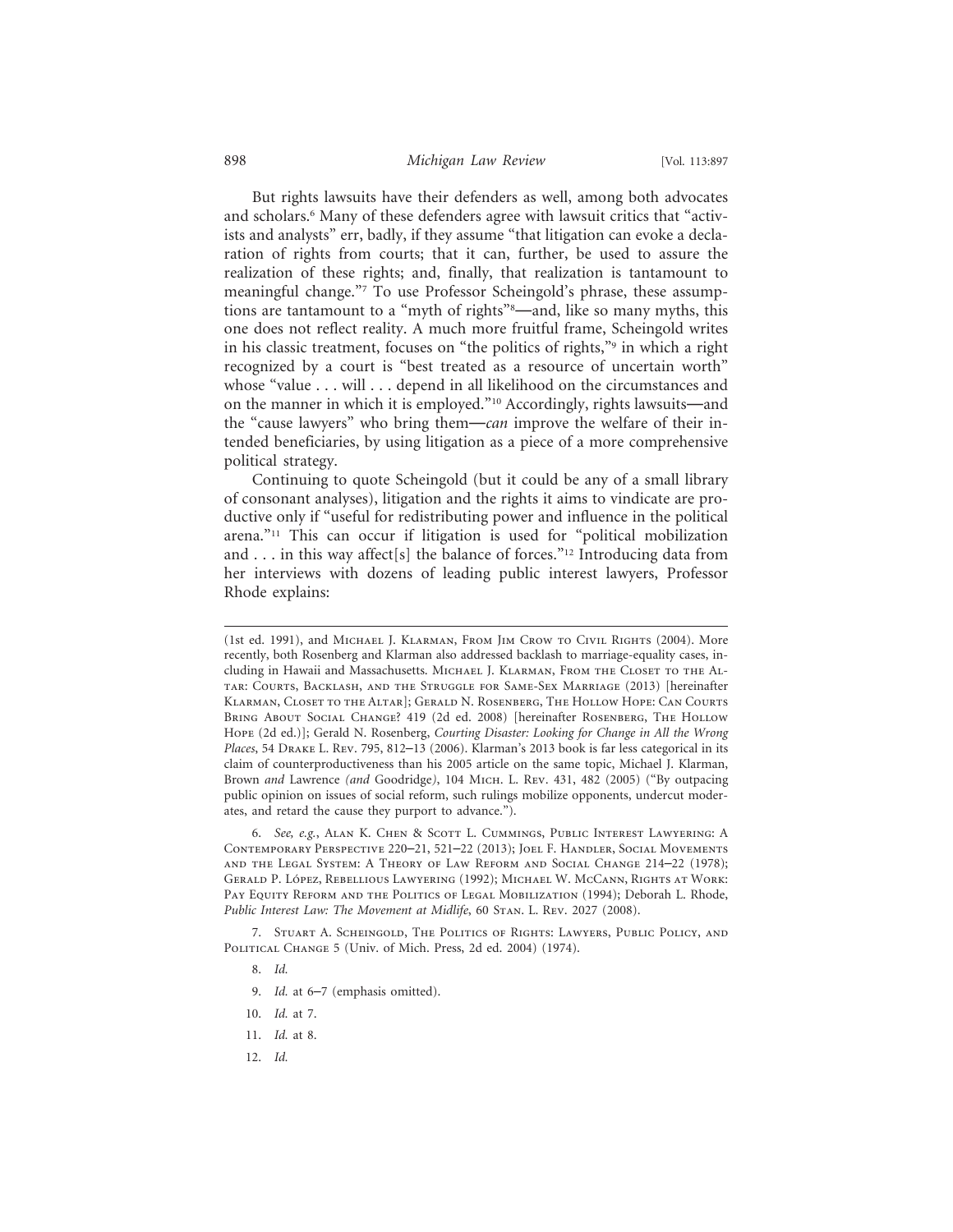But rights lawsuits have their defenders as well, among both advocates and scholars.[6] Many of these defenders agree with lawsuit critics that "activists and analysts" err, badly, if they assume "that litigation can evoke a declaration of rights from courts; that it can, further, be used to assure the realization of these rights; and, finally, that realization is tantamount to meaningful change."[7] To use Professor Scheingold's phrase, these assumptions are tantamount to a "myth of rights"[8]—and, like so many myths, this one does not reflect reality. A much more fruitful frame, Scheingold writes in his classic treatment, focuses on "the politics of rights,"[9] in which a right recognized by a court is "best treated as a resource of uncertain worth" whose "value . . . will . . . depend in all likelihood on the circumstances and on the manner in which it is employed."[10] Accordingly, rights lawsuits—and the "cause lawyers" who bring them—*can* improve the welfare of their intended beneficiaries, by using litigation as a piece of a more comprehensive political strategy.

Continuing to quote Scheingold (but it could be any of a small library of consonant analyses), litigation and the rights it aims to vindicate are productive only if "useful for redistributing power and influence in the political arena."[11] This can occur if litigation is used for "political mobilization and . . . in this way affect[s] the balance of forces."[12] Introducing data from her interviews with dozens of leading public interest lawyers, Professor Rhode explains:

---

(1st ed. 1991), and Michael J. Klarman, From Jim Crow to Civil Rights (2004). More recently, both Rosenberg and Klarman also addressed backlash to marriage-equality cases, including in Hawaii and Massachusetts. Michael J. Klarman, From the Closet to the Altar: Courts, Backlash, and the Struggle for Same-Sex Marriage (2013) [hereinafter Klarman, Closet to the Altar]; Gerald N. Rosenberg, The Hollow Hope: Can Courts Bring About Social Change? 419 (2d ed. 2008) [hereinafter Rosenberg, The Hollow Hope (2d ed.)]; Gerald N. Rosenberg, *Courting Disaster: Looking for Change in All the Wrong Places*, 54 Drake L. Rev. 795, 812–13 (2006). Klarman's 2013 book is far less categorical in its claim of counterproductiveness than his 2005 article on the same topic, Michael J. Klarman, Brown *and* Lawrence *(and* Goodridge*)*, 104 Mich. L. Rev. 431, 482 (2005) ("By outpacing public opinion on issues of social reform, such rulings mobilize opponents, undercut moderates, and retard the cause they purport to advance.").

6. *See, e.g.*, Alan K. Chen & Scott L. Cummings, Public Interest Lawyering: A Contemporary Perspective 220–21, 521–22 (2013); Joel F. Handler, Social Movements and the Legal System: A Theory of Law Reform and Social Change 214–22 (1978); Gerald P. López, Rebellious Lawyering (1992); Michael W. McCann, Rights at Work: Pay Equity Reform and the Politics of Legal Mobilization (1994); Deborah L. Rhode, *Public Interest Law: The Movement at Midlife*, 60 Stan. L. Rev. 2027 (2008).

7. Stuart A. Scheingold, The Politics of Rights: Lawyers, Public Policy, and Political Change 5 (Univ. of Mich. Press, 2d ed. 2004) (1974).

8. *Id.*

9. *Id.* at 6–7 (emphasis omitted).

10. *Id.* at 7.

11. *Id.* at 8.

12. *Id.*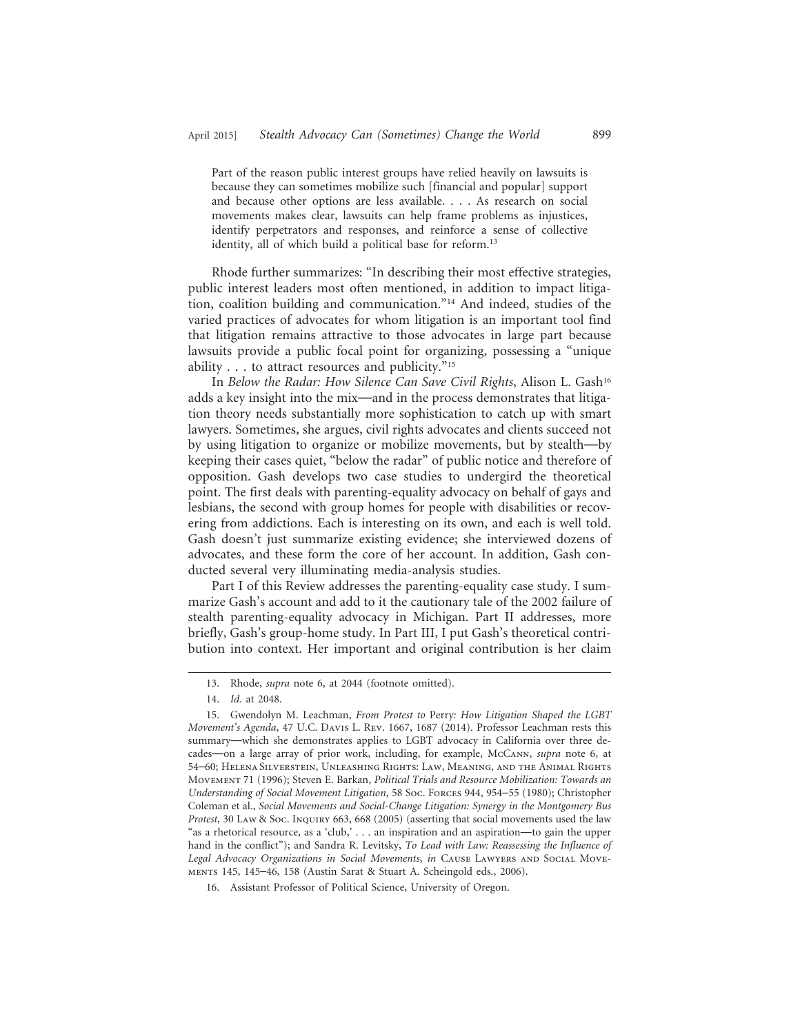> Part of the reason public interest groups have relied heavily on lawsuits is because they can sometimes mobilize such [financial and popular] support and because other options are less available. . . . As research on social movements makes clear, lawsuits can help frame problems as injustices, identify perpetrators and responses, and reinforce a sense of collective identity, all of which build a political base for reform.[13]

Rhode further summarizes: "In describing their most effective strategies, public interest leaders most often mentioned, in addition to impact litigation, coalition building and communication."[14] And indeed, studies of the varied practices of advocates for whom litigation is an important tool find that litigation remains attractive to those advocates in large part because lawsuits provide a public focal point for organizing, possessing a "unique ability . . . to attract resources and publicity."[15]

In *Below the Radar: How Silence Can Save Civil Rights*, Alison L. Gash[16] adds a key insight into the mix—and in the process demonstrates that litigation theory needs substantially more sophistication to catch up with smart lawyers. Sometimes, she argues, civil rights advocates and clients succeed not by using litigation to organize or mobilize movements, but by stealth—by keeping their cases quiet, "below the radar" of public notice and therefore of opposition. Gash develops two case studies to undergird the theoretical point. The first deals with parenting-equality advocacy on behalf of gays and lesbians, the second with group homes for people with disabilities or recovering from addictions. Each is interesting on its own, and each is well told. Gash doesn't just summarize existing evidence; she interviewed dozens of advocates, and these form the core of her account. In addition, Gash conducted several very illuminating media-analysis studies.

Part I of this Review addresses the parenting-equality case study. I summarize Gash's account and add to it the cautionary tale of the 2002 failure of stealth parenting-equality advocacy in Michigan. Part II addresses, more briefly, Gash's group-home study. In Part III, I put Gash's theoretical contribution into context. Her important and original contribution is her claim

---

13. Rhode, *supra* note 6, at 2044 (footnote omitted).

14. *Id.* at 2048.

15. Gwendolyn M. Leachman, *From Protest to* Perry*: How Litigation Shaped the LGBT Movement's Agenda*, 47 U.C. Davis L. Rev. 1667, 1687 (2014). Professor Leachman rests this summary—which she demonstrates applies to LGBT advocacy in California over three decades—on a large array of prior work, including, for example, McCann, *supra* note 6, at 54–60; Helena Silverstein, Unleashing Rights: Law, Meaning, and the Animal Rights Movement 71 (1996); Steven E. Barkan, *Political Trials and Resource Mobilization: Towards an Understanding of Social Movement Litigation*, 58 Soc. Forces 944, 954–55 (1980); Christopher Coleman et al., *Social Movements and Social-Change Litigation: Synergy in the Montgomery Bus Protest*, 30 Law & Soc. Inquiry 663, 668 (2005) (asserting that social movements used the law "as a rhetorical resource, as a 'club,' . . . an inspiration and an aspiration—to gain the upper hand in the conflict"); and Sandra R. Levitsky, *To Lead with Law: Reassessing the Influence of Legal Advocacy Organizations in Social Movements*, *in* Cause Lawyers and Social Movements 145, 145–46, 158 (Austin Sarat & Stuart A. Scheingold eds., 2006).

16. Assistant Professor of Political Science, University of Oregon.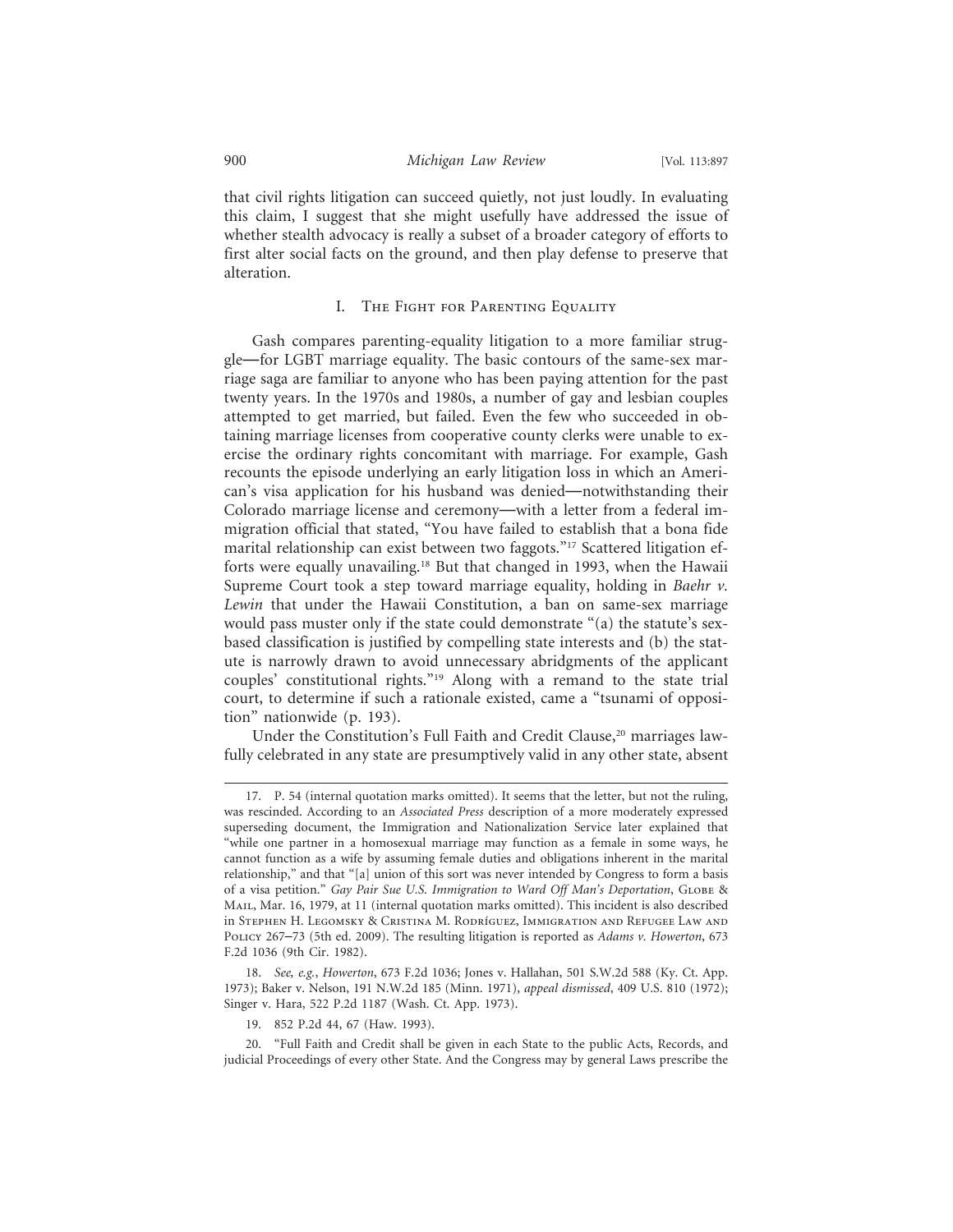that civil rights litigation can succeed quietly, not just loudly. In evaluating this claim, I suggest that she might usefully have addressed the issue of whether stealth advocacy is really a subset of a broader category of efforts to first alter social facts on the ground, and then play defense to preserve that alteration.

## I. The Fight for Parenting Equality

Gash compares parenting-equality litigation to a more familiar struggle—for LGBT marriage equality. The basic contours of the same-sex marriage saga are familiar to anyone who has been paying attention for the past twenty years. In the 1970s and 1980s, a number of gay and lesbian couples attempted to get married, but failed. Even the few who succeeded in obtaining marriage licenses from cooperative county clerks were unable to exercise the ordinary rights concomitant with marriage. For example, Gash recounts the episode underlying an early litigation loss in which an American's visa application for his husband was denied—notwithstanding their Colorado marriage license and ceremony—with a letter from a federal immigration official that stated, "You have failed to establish that a bona fide marital relationship can exist between two faggots."[17] Scattered litigation efforts were equally unavailing.[18] But that changed in 1993, when the Hawaii Supreme Court took a step toward marriage equality, holding in *Baehr v. Lewin* that under the Hawaii Constitution, a ban on same-sex marriage would pass muster only if the state could demonstrate "(a) the statute's sex-based classification is justified by compelling state interests and (b) the statute is narrowly drawn to avoid unnecessary abridgments of the applicant couples' constitutional rights."[19] Along with a remand to the state trial court, to determine if such a rationale existed, came a "tsunami of opposition" nationwide (p. 193).

Under the Constitution's Full Faith and Credit Clause,[20] marriages lawfully celebrated in any state are presumptively valid in any other state, absent

---

17. P. 54 (internal quotation marks omitted). It seems that the letter, but not the ruling, was rescinded. According to an *Associated Press* description of a more moderately expressed superseding document, the Immigration and Nationalization Service later explained that "while one partner in a homosexual marriage may function as a female in some ways, he cannot function as a wife by assuming female duties and obligations inherent in the marital relationship," and that "[a] union of this sort was never intended by Congress to form a basis of a visa petition." *Gay Pair Sue U.S. Immigration to Ward Off Man's Deportation*, Globe & Mail, Mar. 16, 1979, at 11 (internal quotation marks omitted). This incident is also described in Stephen H. Legomsky & Cristina M. Rodríguez, Immigration and Refugee Law and Policy 267–73 (5th ed. 2009). The resulting litigation is reported as *Adams v. Howerton*, 673 F.2d 1036 (9th Cir. 1982).

18. *See, e.g.*, *Howerton*, 673 F.2d 1036; Jones v. Hallahan, 501 S.W.2d 588 (Ky. Ct. App. 1973); Baker v. Nelson, 191 N.W.2d 185 (Minn. 1971), *appeal dismissed*, 409 U.S. 810 (1972); Singer v. Hara, 522 P.2d 1187 (Wash. Ct. App. 1973).

19. 852 P.2d 44, 67 (Haw. 1993).

20. "Full Faith and Credit shall be given in each State to the public Acts, Records, and judicial Proceedings of every other State. And the Congress may by general Laws prescribe the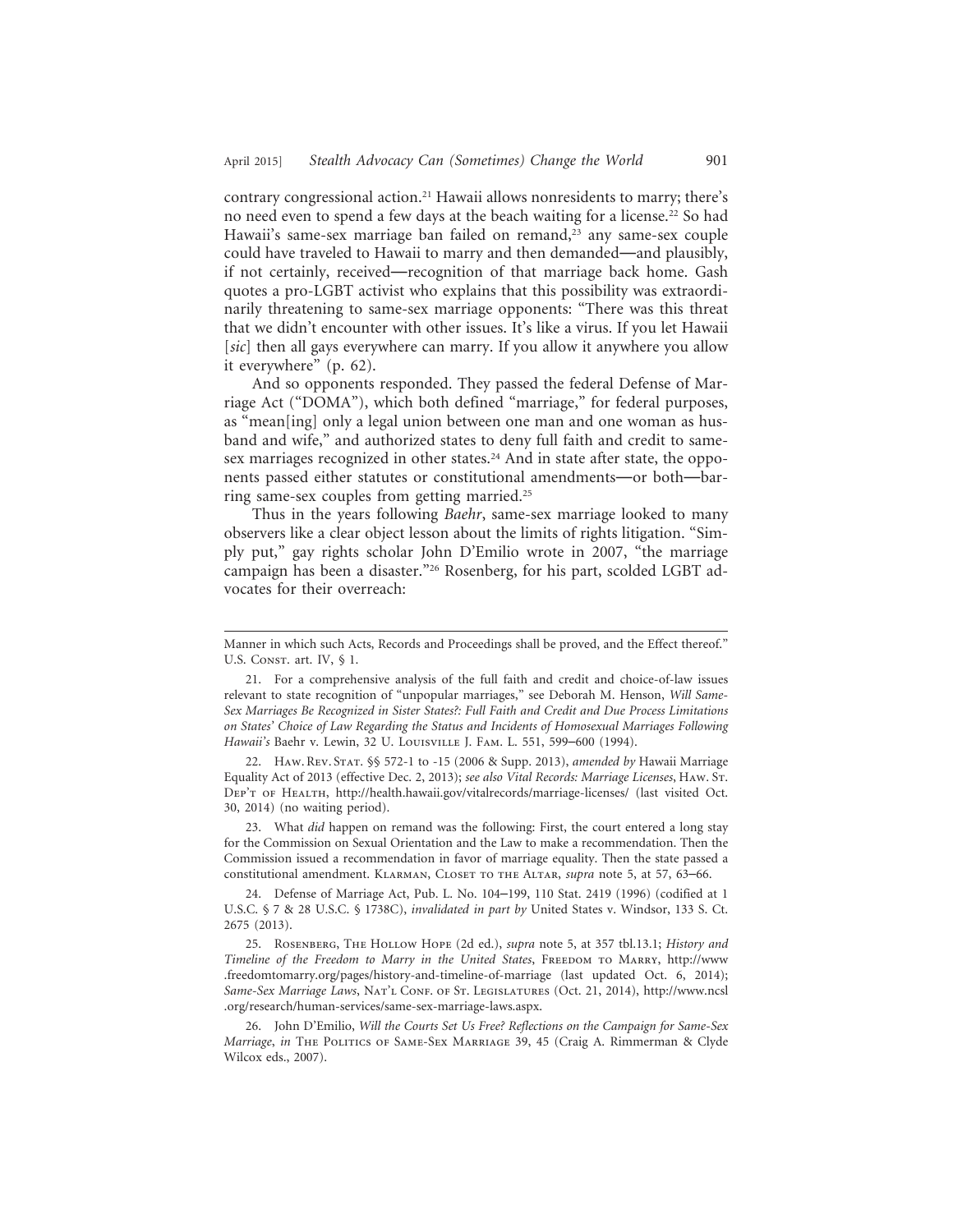contrary congressional action.[21] Hawaii allows nonresidents to marry; there's no need even to spend a few days at the beach waiting for a license.[22] So had Hawaii's same-sex marriage ban failed on remand,[23] any same-sex couple could have traveled to Hawaii to marry and then demanded—and plausibly, if not certainly, received—recognition of that marriage back home. Gash quotes a pro-LGBT activist who explains that this possibility was extraordinarily threatening to same-sex marriage opponents: "There was this threat that we didn't encounter with other issues. It's like a virus. If you let Hawaii [*sic*] then all gays everywhere can marry. If you allow it anywhere you allow it everywhere" (p. 62).

And so opponents responded. They passed the federal Defense of Marriage Act ("DOMA"), which both defined "marriage," for federal purposes, as "mean[ing] only a legal union between one man and one woman as husband and wife," and authorized states to deny full faith and credit to same-sex marriages recognized in other states.[24] And in state after state, the opponents passed either statutes or constitutional amendments—or both—barring same-sex couples from getting married.[25]

Thus in the years following *Baehr*, same-sex marriage looked to many observers like a clear object lesson about the limits of rights litigation. "Simply put," gay rights scholar John D'Emilio wrote in 2007, "the marriage campaign has been a disaster."[26] Rosenberg, for his part, scolded LGBT advocates for their overreach:

---

Manner in which such Acts, Records and Proceedings shall be proved, and the Effect thereof." U.S. Const. art. IV, § 1.

21. For a comprehensive analysis of the full faith and credit and choice-of-law issues relevant to state recognition of "unpopular marriages," see Deborah M. Henson, *Will Same-Sex Marriages Be Recognized in Sister States?: Full Faith and Credit and Due Process Limitations on States' Choice of Law Regarding the Status and Incidents of Homosexual Marriages Following Hawaii's* Baehr v. Lewin, 32 U. Louisville J. Fam. L. 551, 599–600 (1994).

22. Haw. Rev. Stat. §§ 572-1 to -15 (2006 & Supp. 2013), *amended by* Hawaii Marriage Equality Act of 2013 (effective Dec. 2, 2013); *see also Vital Records: Marriage Licenses*, Haw. St. Dep't of Health, http://health.hawaii.gov/vitalrecords/marriage-licenses/ (last visited Oct. 30, 2014) (no waiting period).

23. What *did* happen on remand was the following: First, the court entered a long stay for the Commission on Sexual Orientation and the Law to make a recommendation. Then the Commission issued a recommendation in favor of marriage equality. Then the state passed a constitutional amendment. Klarman, Closet to the Altar, *supra* note 5, at 57, 63–66.

24. Defense of Marriage Act, Pub. L. No. 104–199, 110 Stat. 2419 (1996) (codified at 1 U.S.C. § 7 & 28 U.S.C. § 1738C), *invalidated in part by* United States v. Windsor, 133 S. Ct. 2675 (2013).

25. Rosenberg, The Hollow Hope (2d ed.), *supra* note 5, at 357 tbl.13.1; *History and Timeline of the Freedom to Marry in the United States*, Freedom to Marry, http://www.freedomtomarry.org/pages/history-and-timeline-of-marriage (last updated Oct. 6, 2014); *Same-Sex Marriage Laws*, Nat'l Conf. of St. Legislatures (Oct. 21, 2014), http://www.ncsl.org/research/human-services/same-sex-marriage-laws.aspx.

26. John D'Emilio, *Will the Courts Set Us Free? Reflections on the Campaign for Same-Sex Marriage*, *in* The Politics of Same-Sex Marriage 39, 45 (Craig A. Rimmerman & Clyde Wilcox eds., 2007).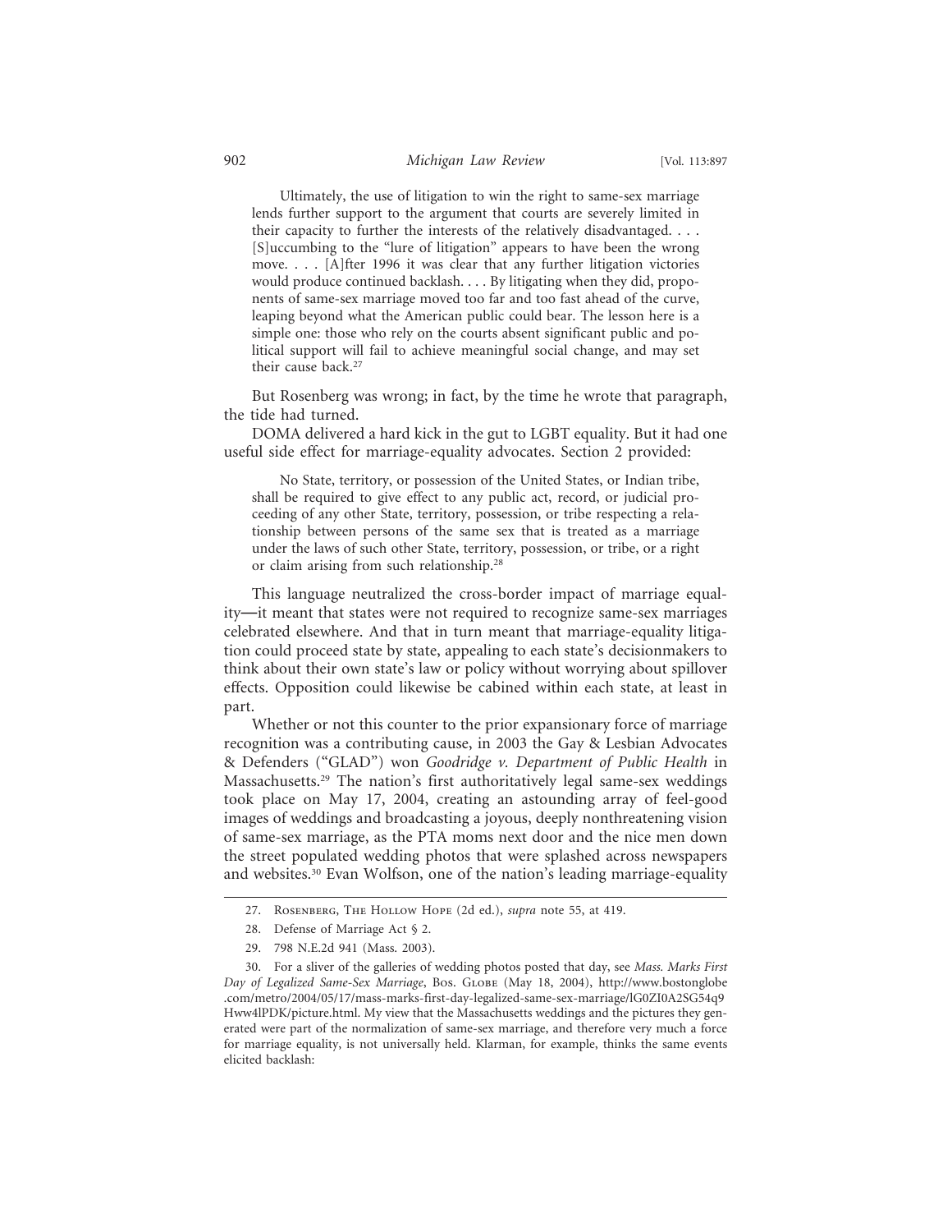> Ultimately, the use of litigation to win the right to same-sex marriage lends further support to the argument that courts are severely limited in their capacity to further the interests of the relatively disadvantaged. . . . [S]uccumbing to the "lure of litigation" appears to have been the wrong move. . . . [A]fter 1996 it was clear that any further litigation victories would produce continued backlash. . . . By litigating when they did, proponents of same-sex marriage moved too far and too fast ahead of the curve, leaping beyond what the American public could bear. The lesson here is a simple one: those who rely on the courts absent significant public and political support will fail to achieve meaningful social change, and may set their cause back.[27]

But Rosenberg was wrong; in fact, by the time he wrote that paragraph, the tide had turned.

DOMA delivered a hard kick in the gut to LGBT equality. But it had one useful side effect for marriage-equality advocates. Section 2 provided:

> No State, territory, or possession of the United States, or Indian tribe, shall be required to give effect to any public act, record, or judicial proceeding of any other State, territory, possession, or tribe respecting a relationship between persons of the same sex that is treated as a marriage under the laws of such other State, territory, possession, or tribe, or a right or claim arising from such relationship.[28]

This language neutralized the cross-border impact of marriage equality—it meant that states were not required to recognize same-sex marriages celebrated elsewhere. And that in turn meant that marriage-equality litigation could proceed state by state, appealing to each state's decisionmakers to think about their own state's law or policy without worrying about spillover effects. Opposition could likewise be cabined within each state, at least in part.

Whether or not this counter to the prior expansionary force of marriage recognition was a contributing cause, in 2003 the Gay & Lesbian Advocates & Defenders ("GLAD") won *Goodridge v. Department of Public Health* in Massachusetts.[29] The nation's first authoritatively legal same-sex weddings took place on May 17, 2004, creating an astounding array of feel-good images of weddings and broadcasting a joyous, deeply nonthreatening vision of same-sex marriage, as the PTA moms next door and the nice men down the street populated wedding photos that were splashed across newspapers and websites.[30] Evan Wolfson, one of the nation's leading marriage-equality

---

27. Rosenberg, The Hollow Hope (2d ed.), *supra* note 55, at 419.

28. Defense of Marriage Act § 2.

29. 798 N.E.2d 941 (Mass. 2003).

30. For a sliver of the galleries of wedding photos posted that day, see *Mass. Marks First Day of Legalized Same-Sex Marriage*, Bos. Globe (May 18, 2004), http://www.bostonglobe.com/metro/2004/05/17/mass-marks-first-day-legalized-same-sex-marriage/lG0ZI0A2SG54q9Hww4lPDK/picture.html. My view that the Massachusetts weddings and the pictures they generated were part of the normalization of same-sex marriage, and therefore very much a force for marriage equality, is not universally held. Klarman, for example, thinks the same events elicited backlash: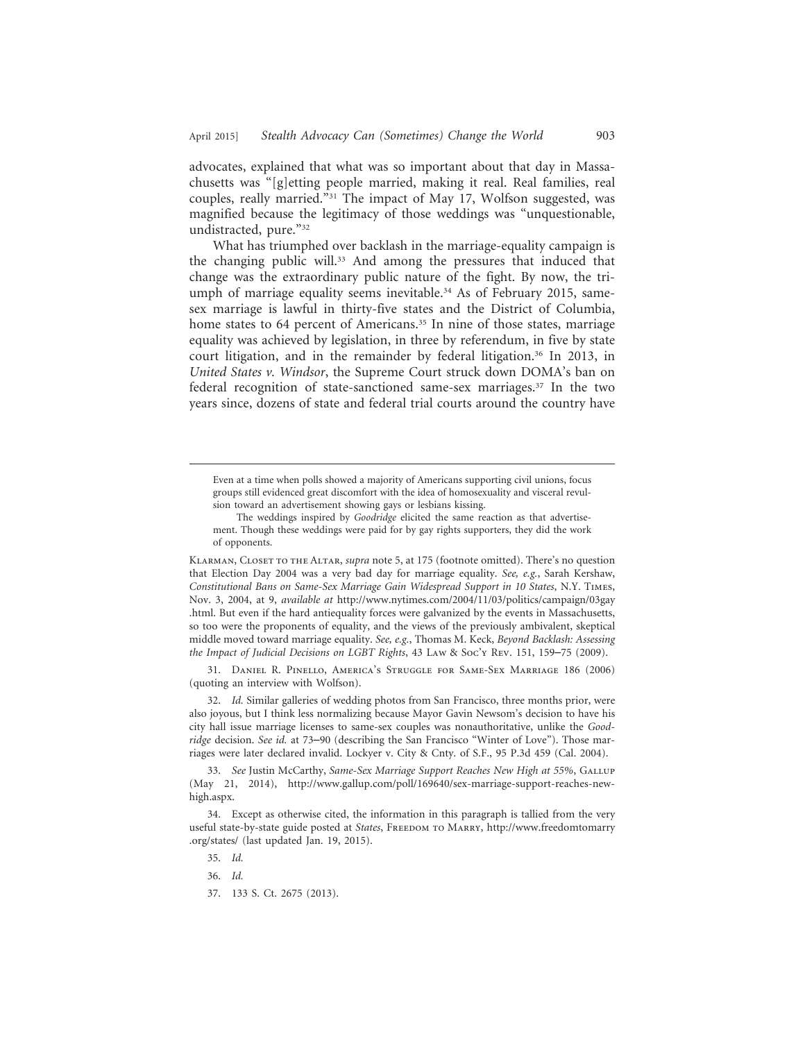advocates, explained that what was so important about that day in Massachusetts was "[g]etting people married, making it real. Real families, real couples, really married."[31] The impact of May 17, Wolfson suggested, was magnified because the legitimacy of those weddings was "unquestionable, undistracted, pure."[32]

What has triumphed over backlash in the marriage-equality campaign is the changing public will.[33] And among the pressures that induced that change was the extraordinary public nature of the fight. By now, the triumph of marriage equality seems inevitable.[34] As of February 2015, same-sex marriage is lawful in thirty-five states and the District of Columbia, home states to 64 percent of Americans.[35] In nine of those states, marriage equality was achieved by legislation, in three by referendum, in five by state court litigation, and in the remainder by federal litigation.[36] In 2013, in *United States v. Windsor*, the Supreme Court struck down DOMA's ban on federal recognition of state-sanctioned same-sex marriages.[37] In the two years since, dozens of state and federal trial courts around the country have

---

> Even at a time when polls showed a majority of Americans supporting civil unions, focus groups still evidenced great discomfort with the idea of homosexuality and visceral revulsion toward an advertisement showing gays or lesbians kissing.
>
> The weddings inspired by *Goodridge* elicited the same reaction as that advertisement. Though these weddings were paid for by gay rights supporters, they did the work of opponents.

Klarman, Closet to the Altar, *supra* note 5, at 175 (footnote omitted). There's no question that Election Day 2004 was a very bad day for marriage equality. *See, e.g.*, Sarah Kershaw, *Constitutional Bans on Same-Sex Marriage Gain Widespread Support in 10 States*, N.Y. Times, Nov. 3, 2004, at 9, *available at* http://www.nytimes.com/2004/11/03/politics/campaign/03gay.html. But even if the hard antiequality forces were galvanized by the events in Massachusetts, so too were the proponents of equality, and the views of the previously ambivalent, skeptical middle moved toward marriage equality. *See, e.g.*, Thomas M. Keck, *Beyond Backlash: Assessing the Impact of Judicial Decisions on LGBT Rights*, 43 Law & Soc'y Rev. 151, 159–75 (2009).

31. Daniel R. Pinello, America's Struggle for Same-Sex Marriage 186 (2006) (quoting an interview with Wolfson).

32. *Id.* Similar galleries of wedding photos from San Francisco, three months prior, were also joyous, but I think less normalizing because Mayor Gavin Newsom's decision to have his city hall issue marriage licenses to same-sex couples was nonauthoritative, unlike the *Goodridge* decision. *See id.* at 73–90 (describing the San Francisco "Winter of Love"). Those marriages were later declared invalid. Lockyer v. City & Cnty. of S.F., 95 P.3d 459 (Cal. 2004).

33. *See* Justin McCarthy, *Same-Sex Marriage Support Reaches New High at 55%*, Gallup (May 21, 2014), http://www.gallup.com/poll/169640/sex-marriage-support-reaches-new-high.aspx.

34. Except as otherwise cited, the information in this paragraph is tallied from the very useful state-by-state guide posted at *States*, Freedom to Marry, http://www.freedomtomarry.org/states/ (last updated Jan. 19, 2015).

35. *Id.*

36. *Id.*

37. 133 S. Ct. 2675 (2013).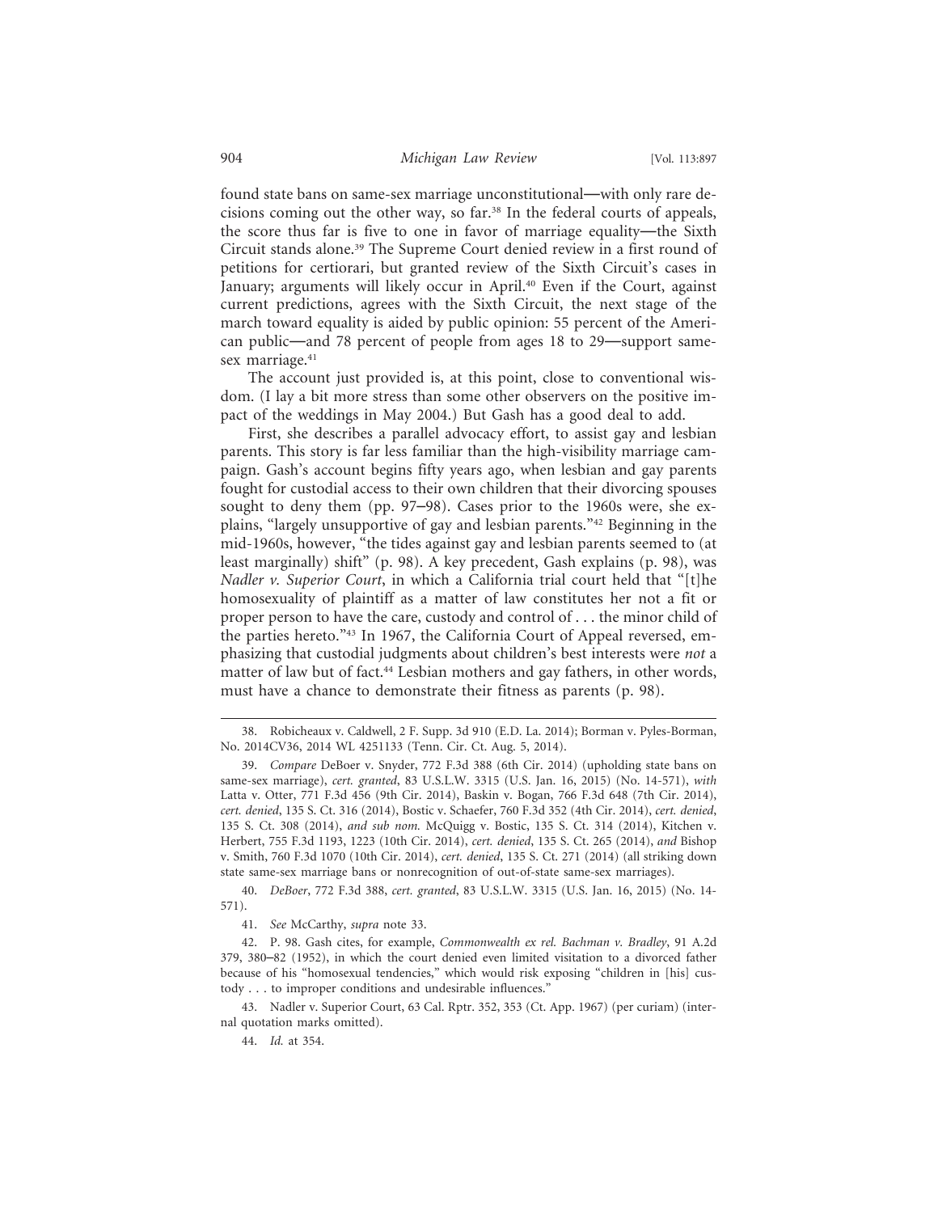found state bans on same-sex marriage unconstitutional—with only rare decisions coming out the other way, so far.[38] In the federal courts of appeals, the score thus far is five to one in favor of marriage equality—the Sixth Circuit stands alone.[39] The Supreme Court denied review in a first round of petitions for certiorari, but granted review of the Sixth Circuit's cases in January; arguments will likely occur in April.[40] Even if the Court, against current predictions, agrees with the Sixth Circuit, the next stage of the march toward equality is aided by public opinion: 55 percent of the American public—and 78 percent of people from ages 18 to 29—support same-sex marriage.[41]

The account just provided is, at this point, close to conventional wisdom. (I lay a bit more stress than some other observers on the positive impact of the weddings in May 2004.) But Gash has a good deal to add.

First, she describes a parallel advocacy effort, to assist gay and lesbian parents. This story is far less familiar than the high-visibility marriage campaign. Gash's account begins fifty years ago, when lesbian and gay parents fought for custodial access to their own children that their divorcing spouses sought to deny them (pp. 97–98). Cases prior to the 1960s were, she explains, "largely unsupportive of gay and lesbian parents."[42] Beginning in the mid-1960s, however, "the tides against gay and lesbian parents seemed to (at least marginally) shift" (p. 98). A key precedent, Gash explains (p. 98), was *Nadler v. Superior Court*, in which a California trial court held that "[t]he homosexuality of plaintiff as a matter of law constitutes her not a fit or proper person to have the care, custody and control of . . . the minor child of the parties hereto."[43] In 1967, the California Court of Appeal reversed, emphasizing that custodial judgments about children's best interests were *not* a matter of law but of fact.[44] Lesbian mothers and gay fathers, in other words, must have a chance to demonstrate their fitness as parents (p. 98).

---

38. Robicheaux v. Caldwell, 2 F. Supp. 3d 910 (E.D. La. 2014); Borman v. Pyles-Borman, No. 2014CV36, 2014 WL 4251133 (Tenn. Cir. Ct. Aug. 5, 2014).

39. *Compare* DeBoer v. Snyder, 772 F.3d 388 (6th Cir. 2014) (upholding state bans on same-sex marriage), *cert. granted*, 83 U.S.L.W. 3315 (U.S. Jan. 16, 2015) (No. 14-571), *with* Latta v. Otter, 771 F.3d 456 (9th Cir. 2014), Baskin v. Bogan, 766 F.3d 648 (7th Cir. 2014), *cert. denied*, 135 S. Ct. 316 (2014), Bostic v. Schaefer, 760 F.3d 352 (4th Cir. 2014), *cert. denied*, 135 S. Ct. 308 (2014), *and sub nom.* McQuigg v. Bostic, 135 S. Ct. 314 (2014), Kitchen v. Herbert, 755 F.3d 1193, 1223 (10th Cir. 2014), *cert. denied*, 135 S. Ct. 265 (2014), *and* Bishop v. Smith, 760 F.3d 1070 (10th Cir. 2014), *cert. denied*, 135 S. Ct. 271 (2014) (all striking down state same-sex marriage bans or nonrecognition of out-of-state same-sex marriages).

40. *DeBoer*, 772 F.3d 388, *cert. granted*, 83 U.S.L.W. 3315 (U.S. Jan. 16, 2015) (No. 14-571).

41. *See* McCarthy, *supra* note 33.

42. P. 98. Gash cites, for example, *Commonwealth ex rel. Bachman v. Bradley*, 91 A.2d 379, 380–82 (1952), in which the court denied even limited visitation to a divorced father because of his "homosexual tendencies," which would risk exposing "children in [his] custody . . . to improper conditions and undesirable influences."

43. Nadler v. Superior Court, 63 Cal. Rptr. 352, 353 (Ct. App. 1967) (per curiam) (internal quotation marks omitted).

44. *Id.* at 354.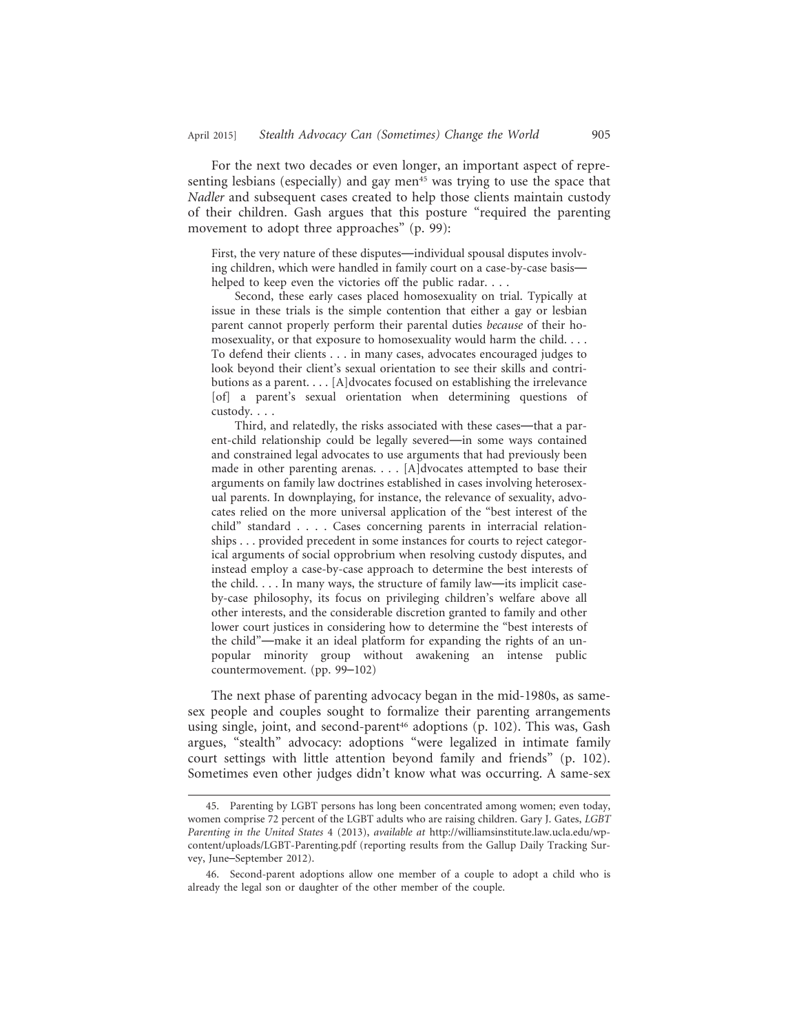For the next two decades or even longer, an important aspect of representing lesbians (especially) and gay men[45] was trying to use the space that *Nadler* and subsequent cases created to help those clients maintain custody of their children. Gash argues that this posture "required the parenting movement to adopt three approaches" (p. 99):

> First, the very nature of these disputes—individual spousal disputes involving children, which were handled in family court on a case-by-case basis—helped to keep even the victories off the public radar. . . .
>
> Second, these early cases placed homosexuality on trial. Typically at issue in these trials is the simple contention that either a gay or lesbian parent cannot properly perform their parental duties *because* of their homosexuality, or that exposure to homosexuality would harm the child. . . . To defend their clients . . . in many cases, advocates encouraged judges to look beyond their client's sexual orientation to see their skills and contributions as a parent. . . . [A]dvocates focused on establishing the irrelevance [of] a parent's sexual orientation when determining questions of custody. . . .
>
> Third, and relatedly, the risks associated with these cases—that a parent-child relationship could be legally severed—in some ways contained and constrained legal advocates to use arguments that had previously been made in other parenting arenas. . . . [A]dvocates attempted to base their arguments on family law doctrines established in cases involving heterosexual parents. In downplaying, for instance, the relevance of sexuality, advocates relied on the more universal application of the "best interest of the child" standard . . . . Cases concerning parents in interracial relationships . . . provided precedent in some instances for courts to reject categorical arguments of social opprobrium when resolving custody disputes, and instead employ a case-by-case approach to determine the best interests of the child. . . . In many ways, the structure of family law—its implicit case-by-case philosophy, its focus on privileging children's welfare above all other interests, and the considerable discretion granted to family and other lower court justices in considering how to determine the "best interests of the child"—make it an ideal platform for expanding the rights of an unpopular minority group without awakening an intense public countermovement. (pp. 99–102)

The next phase of parenting advocacy began in the mid-1980s, as same-sex people and couples sought to formalize their parenting arrangements using single, joint, and second-parent[46] adoptions (p. 102). This was, Gash argues, "stealth" advocacy: adoptions "were legalized in intimate family court settings with little attention beyond family and friends" (p. 102). Sometimes even other judges didn't know what was occurring. A same-sex

---

45. Parenting by LGBT persons has long been concentrated among women; even today, women comprise 72 percent of the LGBT adults who are raising children. Gary J. Gates, *LGBT Parenting in the United States* 4 (2013), *available at* http://williamsinstitute.law.ucla.edu/wp-content/uploads/LGBT-Parenting.pdf (reporting results from the Gallup Daily Tracking Survey, June–September 2012).

46. Second-parent adoptions allow one member of a couple to adopt a child who is already the legal son or daughter of the other member of the couple.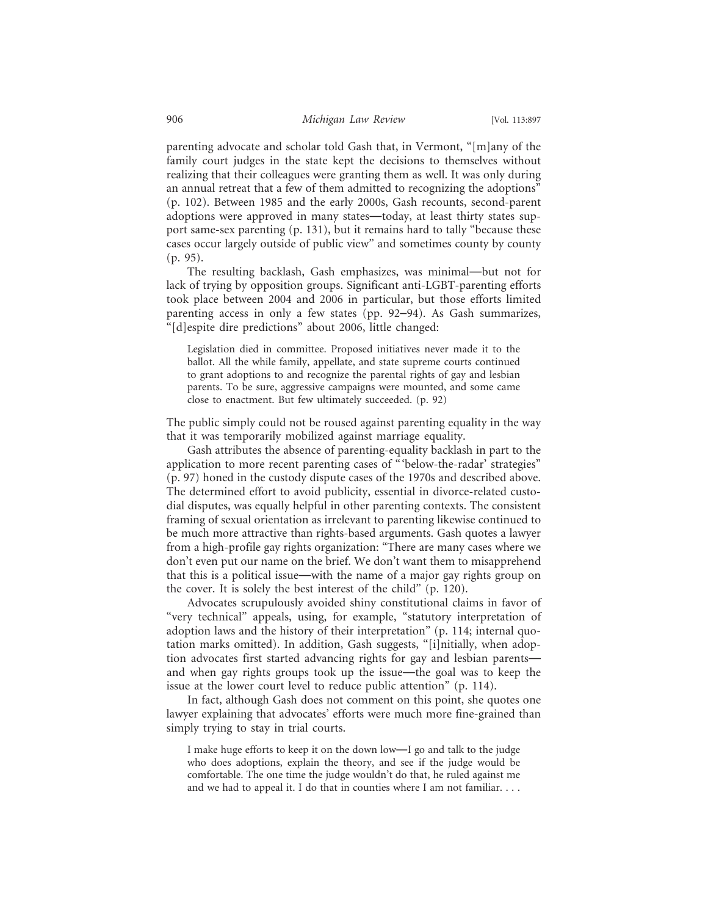parenting advocate and scholar told Gash that, in Vermont, "[m]any of the family court judges in the state kept the decisions to themselves without realizing that their colleagues were granting them as well. It was only during an annual retreat that a few of them admitted to recognizing the adoptions" (p. 102). Between 1985 and the early 2000s, Gash recounts, second-parent adoptions were approved in many states—today, at least thirty states support same-sex parenting (p. 131), but it remains hard to tally "because these cases occur largely outside of public view" and sometimes county by county (p. 95).

The resulting backlash, Gash emphasizes, was minimal—but not for lack of trying by opposition groups. Significant anti-LGBT-parenting efforts took place between 2004 and 2006 in particular, but those efforts limited parenting access in only a few states (pp. 92–94). As Gash summarizes, "[d]espite dire predictions" about 2006, little changed:

> Legislation died in committee. Proposed initiatives never made it to the ballot. All the while family, appellate, and state supreme courts continued to grant adoptions to and recognize the parental rights of gay and lesbian parents. To be sure, aggressive campaigns were mounted, and some came close to enactment. But few ultimately succeeded. (p. 92)

The public simply could not be roused against parenting equality in the way that it was temporarily mobilized against marriage equality.

Gash attributes the absence of parenting-equality backlash in part to the application to more recent parenting cases of "'below-the-radar' strategies" (p. 97) honed in the custody dispute cases of the 1970s and described above. The determined effort to avoid publicity, essential in divorce-related custodial disputes, was equally helpful in other parenting contexts. The consistent framing of sexual orientation as irrelevant to parenting likewise continued to be much more attractive than rights-based arguments. Gash quotes a lawyer from a high-profile gay rights organization: "There are many cases where we don't even put our name on the brief. We don't want them to misapprehend that this is a political issue—with the name of a major gay rights group on the cover. It is solely the best interest of the child" (p. 120).

Advocates scrupulously avoided shiny constitutional claims in favor of "very technical" appeals, using, for example, "statutory interpretation of adoption laws and the history of their interpretation" (p. 114; internal quotation marks omitted). In addition, Gash suggests, "[i]nitially, when adoption advocates first started advancing rights for gay and lesbian parents—and when gay rights groups took up the issue—the goal was to keep the issue at the lower court level to reduce public attention" (p. 114).

In fact, although Gash does not comment on this point, she quotes one lawyer explaining that advocates' efforts were much more fine-grained than simply trying to stay in trial courts.

> I make huge efforts to keep it on the down low—I go and talk to the judge who does adoptions, explain the theory, and see if the judge would be comfortable. The one time the judge wouldn't do that, he ruled against me and we had to appeal it. I do that in counties where I am not familiar. . . .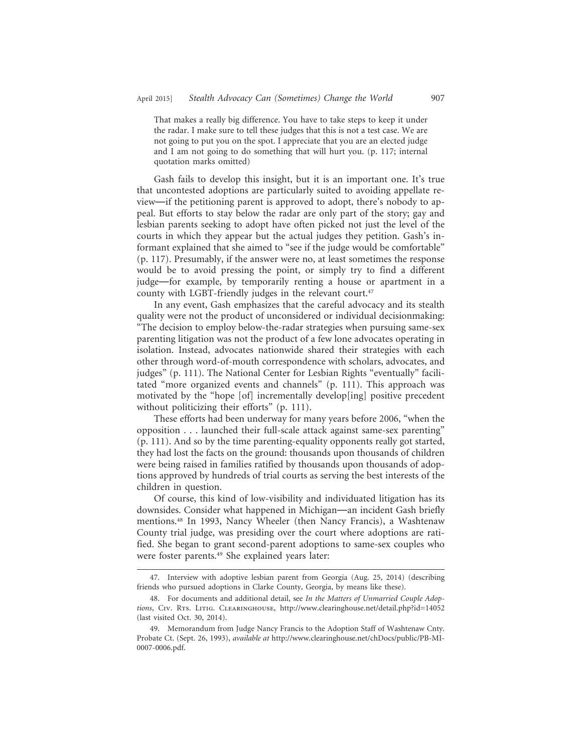> That makes a really big difference. You have to take steps to keep it under the radar. I make sure to tell these judges that this is not a test case. We are not going to put you on the spot. I appreciate that you are an elected judge and I am not going to do something that will hurt you. (p. 117; internal quotation marks omitted)

Gash fails to develop this insight, but it is an important one. It's true that uncontested adoptions are particularly suited to avoiding appellate review—if the petitioning parent is approved to adopt, there's nobody to appeal. But efforts to stay below the radar are only part of the story; gay and lesbian parents seeking to adopt have often picked not just the level of the courts in which they appear but the actual judges they petition. Gash's informant explained that she aimed to "see if the judge would be comfortable" (p. 117). Presumably, if the answer were no, at least sometimes the response would be to avoid pressing the point, or simply try to find a different judge—for example, by temporarily renting a house or apartment in a county with LGBT-friendly judges in the relevant court.[47]

In any event, Gash emphasizes that the careful advocacy and its stealth quality were not the product of unconsidered or individual decisionmaking: "The decision to employ below-the-radar strategies when pursuing same-sex parenting litigation was not the product of a few lone advocates operating in isolation. Instead, advocates nationwide shared their strategies with each other through word-of-mouth correspondence with scholars, advocates, and judges" (p. 111). The National Center for Lesbian Rights "eventually" facilitated "more organized events and channels" (p. 111). This approach was motivated by the "hope [of] incrementally develop[ing] positive precedent without politicizing their efforts" (p. 111).

These efforts had been underway for many years before 2006, "when the opposition . . . launched their full-scale attack against same-sex parenting" (p. 111). And so by the time parenting-equality opponents really got started, they had lost the facts on the ground: thousands upon thousands of children were being raised in families ratified by thousands upon thousands of adoptions approved by hundreds of trial courts as serving the best interests of the children in question.

Of course, this kind of low-visibility and individuated litigation has its downsides. Consider what happened in Michigan—an incident Gash briefly mentions.[48] In 1993, Nancy Wheeler (then Nancy Francis), a Washtenaw County trial judge, was presiding over the court where adoptions are ratified. She began to grant second-parent adoptions to same-sex couples who were foster parents.[49] She explained years later:

---

47. Interview with adoptive lesbian parent from Georgia (Aug. 25, 2014) (describing friends who pursued adoptions in Clarke County, Georgia, by means like these).

48. For documents and additional detail, see *In the Matters of Unmarried Couple Adoptions*, Civ. Rts. Litig. Clearinghouse, http://www.clearinghouse.net/detail.php?id=14052 (last visited Oct. 30, 2014).

49. Memorandum from Judge Nancy Francis to the Adoption Staff of Washtenaw Cnty. Probate Ct. (Sept. 26, 1993), *available at* http://www.clearinghouse.net/chDocs/public/PB-MI-0007-0006.pdf.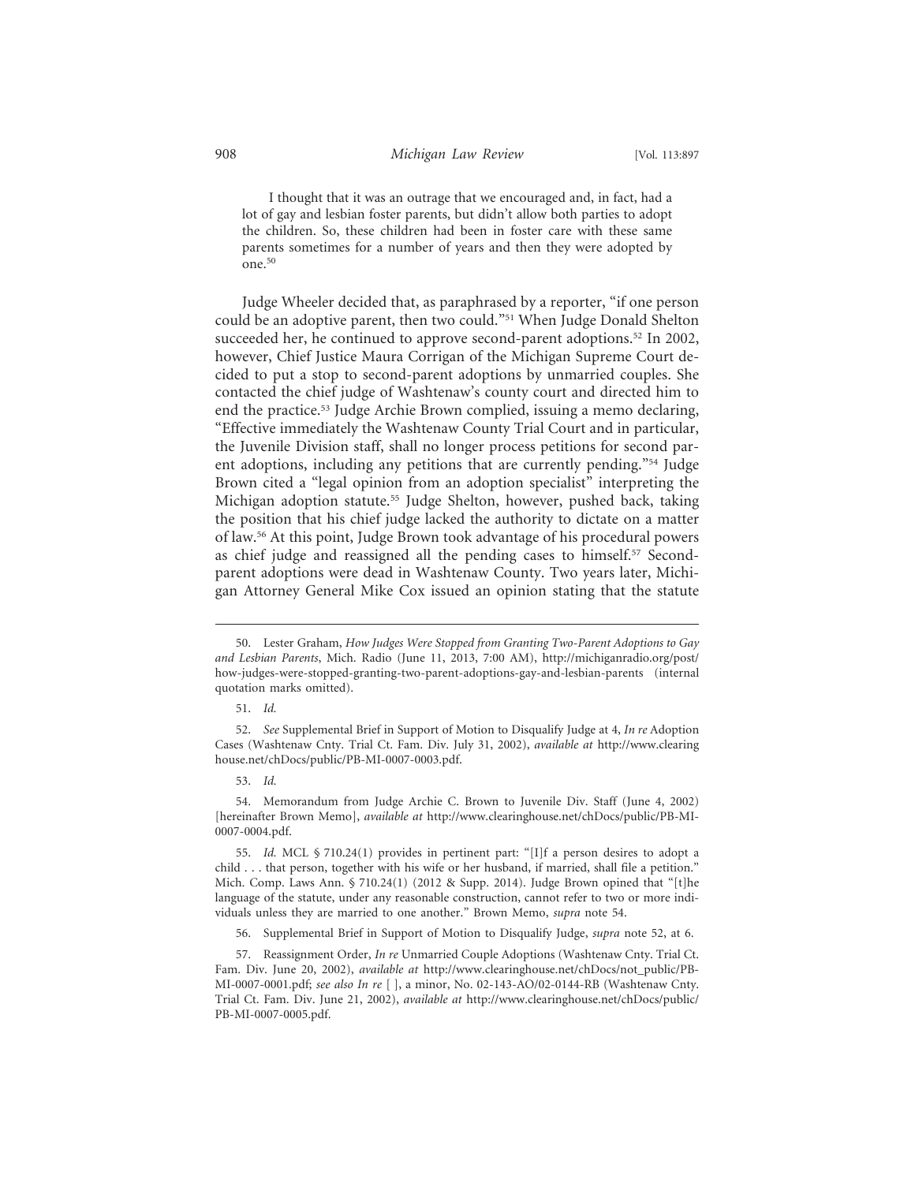> I thought that it was an outrage that we encouraged and, in fact, had a lot of gay and lesbian foster parents, but didn't allow both parties to adopt the children. So, these children had been in foster care with these same parents sometimes for a number of years and then they were adopted by one.[50]

Judge Wheeler decided that, as paraphrased by a reporter, "if one person could be an adoptive parent, then two could."[51] When Judge Donald Shelton succeeded her, he continued to approve second-parent adoptions.[52] In 2002, however, Chief Justice Maura Corrigan of the Michigan Supreme Court decided to put a stop to second-parent adoptions by unmarried couples. She contacted the chief judge of Washtenaw's county court and directed him to end the practice.[53] Judge Archie Brown complied, issuing a memo declaring, "Effective immediately the Washtenaw County Trial Court and in particular, the Juvenile Division staff, shall no longer process petitions for second parent adoptions, including any petitions that are currently pending."[54] Judge Brown cited a "legal opinion from an adoption specialist" interpreting the Michigan adoption statute.[55] Judge Shelton, however, pushed back, taking the position that his chief judge lacked the authority to dictate on a matter of law.[56] At this point, Judge Brown took advantage of his procedural powers as chief judge and reassigned all the pending cases to himself.[57] Second-parent adoptions were dead in Washtenaw County. Two years later, Michigan Attorney General Mike Cox issued an opinion stating that the statute

---

50. Lester Graham, *How Judges Were Stopped from Granting Two-Parent Adoptions to Gay and Lesbian Parents*, Mich. Radio (June 11, 2013, 7:00 AM), http://michiganradio.org/post/how-judges-were-stopped-granting-two-parent-adoptions-gay-and-lesbian-parents (internal quotation marks omitted).

51. *Id.*

52. *See* Supplemental Brief in Support of Motion to Disqualify Judge at 4, *In re* Adoption Cases (Washtenaw Cnty. Trial Ct. Fam. Div. July 31, 2002), *available at* http://www.clearinghouse.net/chDocs/public/PB-MI-0007-0003.pdf.

53. *Id.*

54. Memorandum from Judge Archie C. Brown to Juvenile Div. Staff (June 4, 2002) [hereinafter Brown Memo], *available at* http://www.clearinghouse.net/chDocs/public/PB-MI-0007-0004.pdf.

55. *Id.* MCL § 710.24(1) provides in pertinent part: "[I]f a person desires to adopt a child . . . that person, together with his wife or her husband, if married, shall file a petition." Mich. Comp. Laws Ann. § 710.24(1) (2012 & Supp. 2014). Judge Brown opined that "[t]he language of the statute, under any reasonable construction, cannot refer to two or more individuals unless they are married to one another." Brown Memo, *supra* note 54.

56. Supplemental Brief in Support of Motion to Disqualify Judge, *supra* note 52, at 6.

57. Reassignment Order, *In re* Unmarried Couple Adoptions (Washtenaw Cnty. Trial Ct. Fam. Div. June 20, 2002), *available at* http://www.clearinghouse.net/chDocs/not_public/PB-MI-0007-0001.pdf; *see also In re* [ ], a minor, No. 02-143-AO/02-0144-RB (Washtenaw Cnty. Trial Ct. Fam. Div. June 21, 2002), *available at* http://www.clearinghouse.net/chDocs/public/PB-MI-0007-0005.pdf.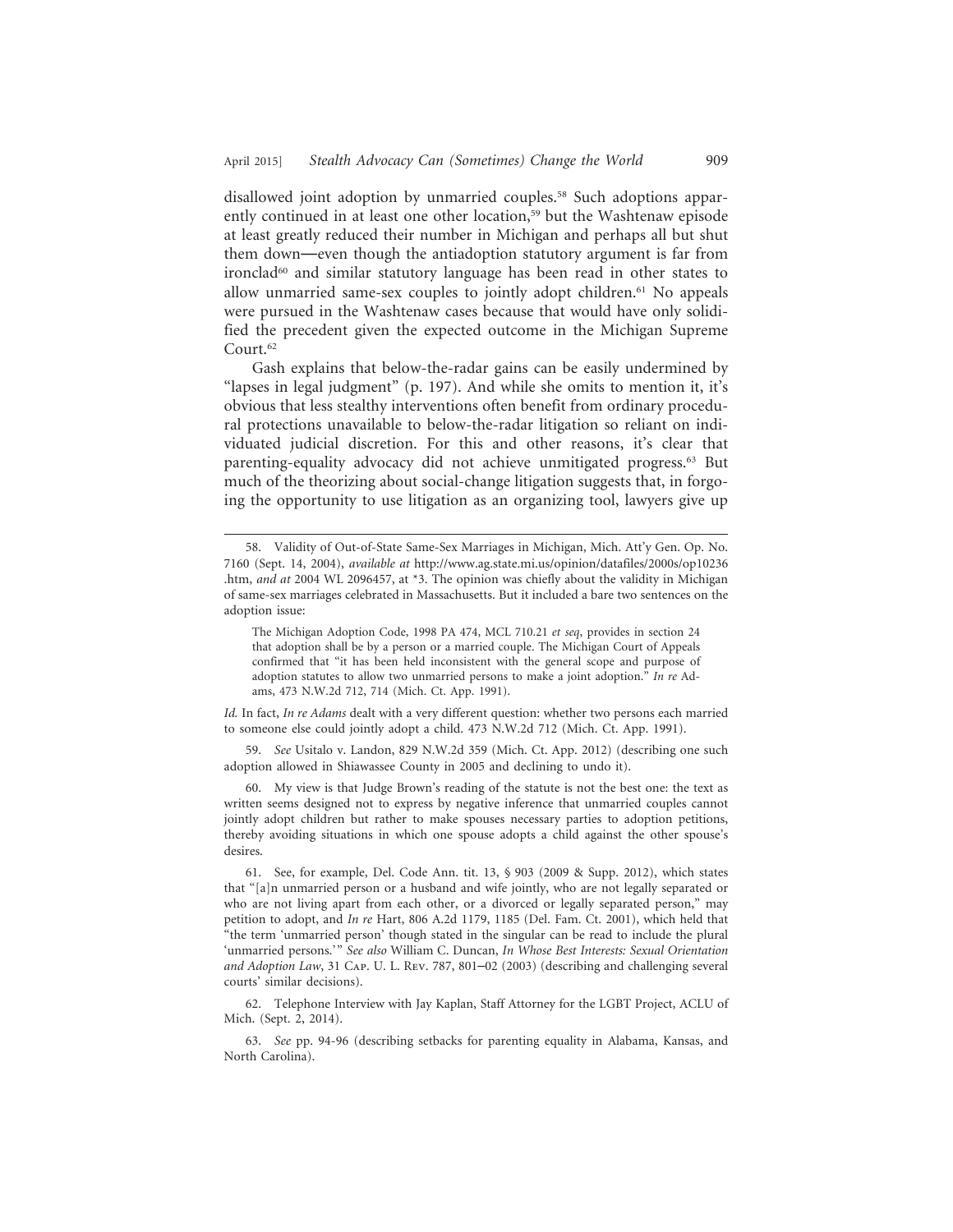disallowed joint adoption by unmarried couples.[58] Such adoptions apparently continued in at least one other location,[59] but the Washtenaw episode at least greatly reduced their number in Michigan and perhaps all but shut them down—even though the antiadoption statutory argument is far from ironclad[60] and similar statutory language has been read in other states to allow unmarried same-sex couples to jointly adopt children.[61] No appeals were pursued in the Washtenaw cases because that would have only solidified the precedent given the expected outcome in the Michigan Supreme Court.[62]

Gash explains that below-the-radar gains can be easily undermined by "lapses in legal judgment" (p. 197). And while she omits to mention it, it's obvious that less stealthy interventions often benefit from ordinary procedural protections unavailable to below-the-radar litigation so reliant on individuated judicial discretion. For this and other reasons, it's clear that parenting-equality advocacy did not achieve unmitigated progress.[63] But much of the theorizing about social-change litigation suggests that, in forgoing the opportunity to use litigation as an organizing tool, lawyers give up

---

58. Validity of Out-of-State Same-Sex Marriages in Michigan, Mich. Att'y Gen. Op. No. 7160 (Sept. 14, 2004), *available at* http://www.ag.state.mi.us/opinion/datafiles/2000s/op10236.htm, *and at* 2004 WL 2096457, at *3. The opinion was chiefly about the validity in Michigan of same-sex marriages celebrated in Massachusetts. But it included a bare two sentences on the adoption issue:

> The Michigan Adoption Code, 1998 PA 474, MCL 710.21 *et seq*, provides in section 24 that adoption shall be by a person or a married couple. The Michigan Court of Appeals confirmed that "it has been held inconsistent with the general scope and purpose of adoption statutes to allow two unmarried persons to make a joint adoption." *In re* Adams, 473 N.W.2d 712, 714 (Mich. Ct. App. 1991).

*Id.* In fact, *In re Adams* dealt with a very different question: whether two persons each married to someone else could jointly adopt a child. 473 N.W.2d 712 (Mich. Ct. App. 1991).

59. *See* Usitalo v. Landon, 829 N.W.2d 359 (Mich. Ct. App. 2012) (describing one such adoption allowed in Shiawassee County in 2005 and declining to undo it).

60. My view is that Judge Brown's reading of the statute is not the best one: the text as written seems designed not to express by negative inference that unmarried couples cannot jointly adopt children but rather to make spouses necessary parties to adoption petitions, thereby avoiding situations in which one spouse adopts a child against the other spouse's desires.

61. See, for example, Del. Code Ann. tit. 13, § 903 (2009 & Supp. 2012), which states that "[a]n unmarried person or a husband and wife jointly, who are not legally separated or who are not living apart from each other, or a divorced or legally separated person," may petition to adopt, and *In re* Hart, 806 A.2d 1179, 1185 (Del. Fam. Ct. 2001), which held that "the term 'unmarried person' though stated in the singular can be read to include the plural 'unmarried persons.'" *See also* William C. Duncan, *In Whose Best Interests: Sexual Orientation and Adoption Law*, 31 Cap. U. L. Rev. 787, 801–02 (2003) (describing and challenging several courts' similar decisions).

62. Telephone Interview with Jay Kaplan, Staff Attorney for the LGBT Project, ACLU of Mich. (Sept. 2, 2014).

63. *See* pp. 94-96 (describing setbacks for parenting equality in Alabama, Kansas, and North Carolina).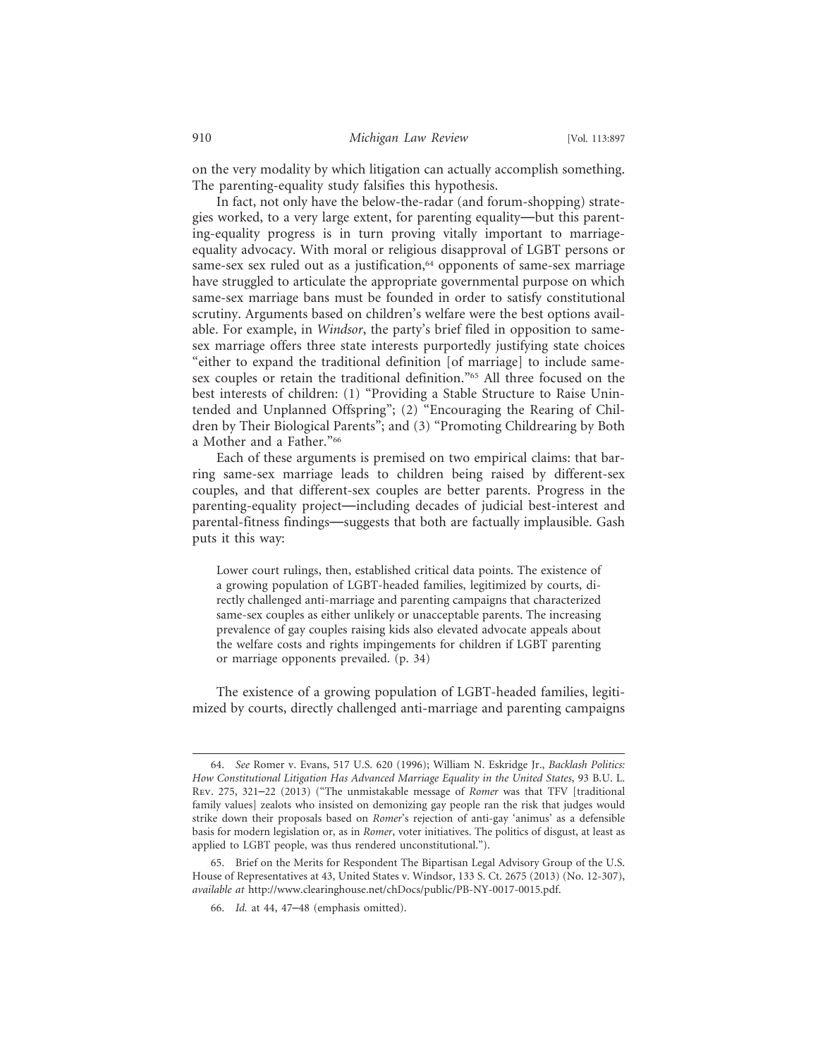on the very modality by which litigation can actually accomplish something. The parenting-equality study falsifies this hypothesis.

In fact, not only have the below-the-radar (and forum-shopping) strategies worked, to a very large extent, for parenting equality—but this parenting-equality progress is in turn proving vitally important to marriage-equality advocacy. With moral or religious disapproval of LGBT persons or same-sex sex ruled out as a justification,[64] opponents of same-sex marriage have struggled to articulate the appropriate governmental purpose on which same-sex marriage bans must be founded in order to satisfy constitutional scrutiny. Arguments based on children's welfare were the best options available. For example, in *Windsor*, the party's brief filed in opposition to same-sex marriage offers three state interests purportedly justifying state choices "either to expand the traditional definition [of marriage] to include same-sex couples or retain the traditional definition."[65] All three focused on the best interests of children: (1) "Providing a Stable Structure to Raise Unintended and Unplanned Offspring"; (2) "Encouraging the Rearing of Children by Their Biological Parents"; and (3) "Promoting Childrearing by Both a Mother and a Father."[66]

Each of these arguments is premised on two empirical claims: that barring same-sex marriage leads to children being raised by different-sex couples, and that different-sex couples are better parents. Progress in the parenting-equality project—including decades of judicial best-interest and parental-fitness findings—suggests that both are factually implausible. Gash puts it this way:

> Lower court rulings, then, established critical data points. The existence of a growing population of LGBT-headed families, legitimized by courts, directly challenged anti-marriage and parenting campaigns that characterized same-sex couples as either unlikely or unacceptable parents. The increasing prevalence of gay couples raising kids also elevated advocate appeals about the welfare costs and rights impingements for children if LGBT parenting or marriage opponents prevailed. (p. 34)

The existence of a growing population of LGBT-headed families, legitimized by courts, directly challenged anti-marriage and parenting campaigns

---

64. *See* Romer v. Evans, 517 U.S. 620 (1996); William N. Eskridge Jr., *Backlash Politics: How Constitutional Litigation Has Advanced Marriage Equality in the United States*, 93 B.U. L. Rev. 275, 321–22 (2013) ("The unmistakable message of *Romer* was that TFV [traditional family values] zealots who insisted on demonizing gay people ran the risk that judges would strike down their proposals based on *Romer*'s rejection of anti-gay 'animus' as a defensible basis for modern legislation or, as in *Romer*, voter initiatives. The politics of disgust, at least as applied to LGBT people, was thus rendered unconstitutional.").

65. Brief on the Merits for Respondent The Bipartisan Legal Advisory Group of the U.S. House of Representatives at 43, United States v. Windsor, 133 S. Ct. 2675 (2013) (No. 12-307), *available at* http://www.clearinghouse.net/chDocs/public/PB-NY-0017-0015.pdf.

66. *Id.* at 44, 47–48 (emphasis omitted).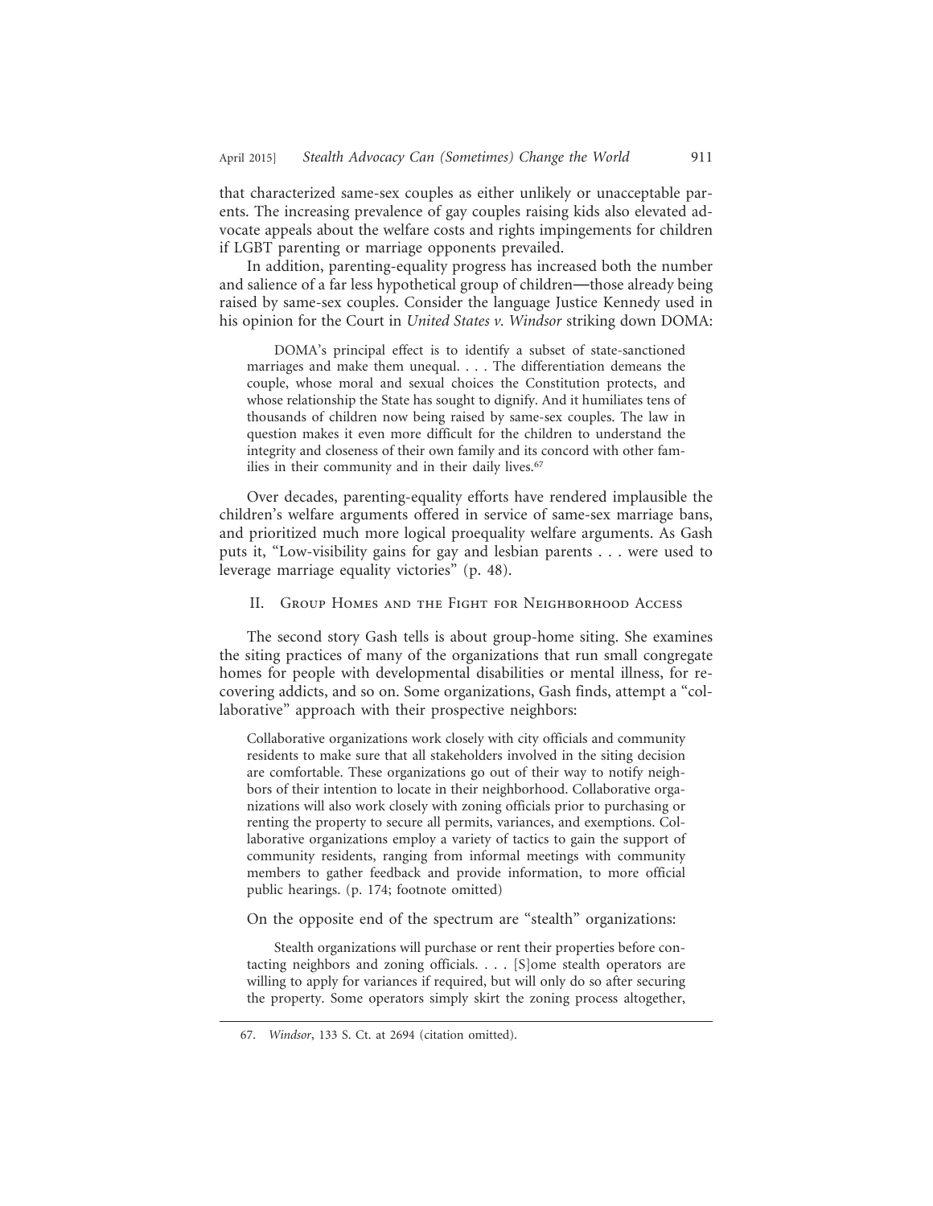that characterized same-sex couples as either unlikely or unacceptable parents. The increasing prevalence of gay couples raising kids also elevated advocate appeals about the welfare costs and rights impingements for children if LGBT parenting or marriage opponents prevailed.

In addition, parenting-equality progress has increased both the number and salience of a far less hypothetical group of children—those already being raised by same-sex couples. Consider the language Justice Kennedy used in his opinion for the Court in *United States v. Windsor* striking down DOMA:

> DOMA's principal effect is to identify a subset of state-sanctioned marriages and make them unequal. . . . The differentiation demeans the couple, whose moral and sexual choices the Constitution protects, and whose relationship the State has sought to dignify. And it humiliates tens of thousands of children now being raised by same-sex couples. The law in question makes it even more difficult for the children to understand the integrity and closeness of their own family and its concord with other families in their community and in their daily lives.[67]

Over decades, parenting-equality efforts have rendered implausible the children's welfare arguments offered in service of same-sex marriage bans, and prioritized much more logical proequality welfare arguments. As Gash puts it, "Low-visibility gains for gay and lesbian parents . . . were used to leverage marriage equality victories" (p. 48).

## II. Group Homes and the Fight for Neighborhood Access

The second story Gash tells is about group-home siting. She examines the siting practices of many of the organizations that run small congregate homes for people with developmental disabilities or mental illness, for recovering addicts, and so on. Some organizations, Gash finds, attempt a "collaborative" approach with their prospective neighbors:

> Collaborative organizations work closely with city officials and community residents to make sure that all stakeholders involved in the siting decision are comfortable. These organizations go out of their way to notify neighbors of their intention to locate in their neighborhood. Collaborative organizations will also work closely with zoning officials prior to purchasing or renting the property to secure all permits, variances, and exemptions. Collaborative organizations employ a variety of tactics to gain the support of community residents, ranging from informal meetings with community members to gather feedback and provide information, to more official public hearings. (p. 174; footnote omitted)

On the opposite end of the spectrum are "stealth" organizations:

> Stealth organizations will purchase or rent their properties before contacting neighbors and zoning officials. . . . [S]ome stealth operators are willing to apply for variances if required, but will only do so after securing the property. Some operators simply skirt the zoning process altogether,

67. *Windsor*, 133 S. Ct. at 2694 (citation omitted).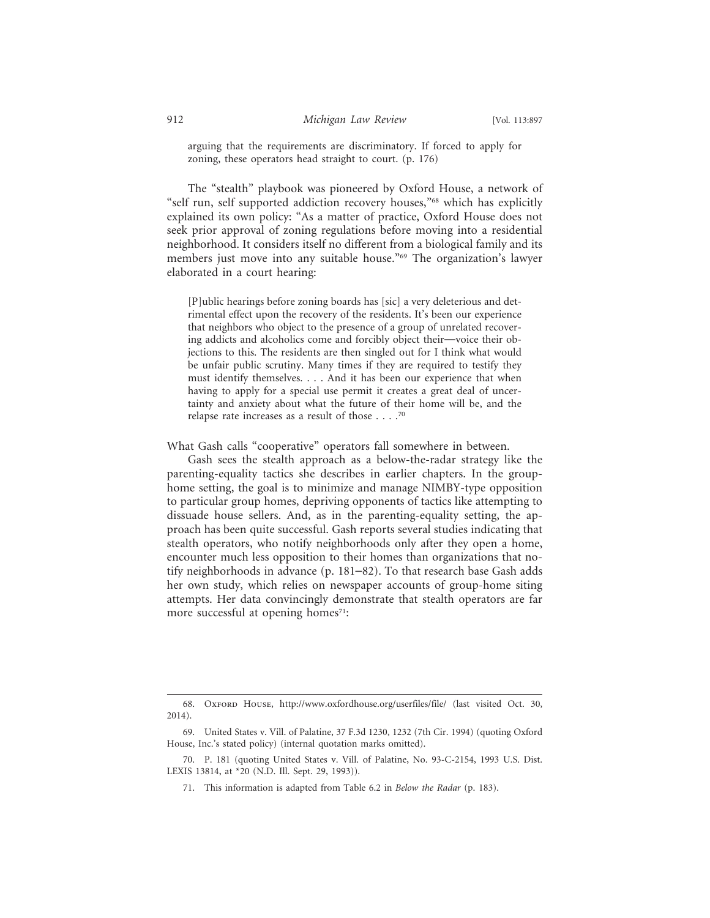arguing that the requirements are discriminatory. If forced to apply for zoning, these operators head straight to court. (p. 176)

The "stealth" playbook was pioneered by Oxford House, a network of "self run, self supported addiction recovery houses,"[68] which has explicitly explained its own policy: "As a matter of practice, Oxford House does not seek prior approval of zoning regulations before moving into a residential neighborhood. It considers itself no different from a biological family and its members just move into any suitable house."[69] The organization's lawyer elaborated in a court hearing:

> [P]ublic hearings before zoning boards has [sic] a very deleterious and detrimental effect upon the recovery of the residents. It's been our experience that neighbors who object to the presence of a group of unrelated recovering addicts and alcoholics come and forcibly object their—voice their objections to this. The residents are then singled out for I think what would be unfair public scrutiny. Many times if they are required to testify they must identify themselves. . . . And it has been our experience that when having to apply for a special use permit it creates a great deal of uncertainty and anxiety about what the future of their home will be, and the relapse rate increases as a result of those . . . .[70]

What Gash calls "cooperative" operators fall somewhere in between.

Gash sees the stealth approach as a below-the-radar strategy like the parenting-equality tactics she describes in earlier chapters. In the group-home setting, the goal is to minimize and manage NIMBY-type opposition to particular group homes, depriving opponents of tactics like attempting to dissuade house sellers. And, as in the parenting-equality setting, the approach has been quite successful. Gash reports several studies indicating that stealth operators, who notify neighborhoods only after they open a home, encounter much less opposition to their homes than organizations that notify neighborhoods in advance (p. 181–82). To that research base Gash adds her own study, which relies on newspaper accounts of group-home siting attempts. Her data convincingly demonstrate that stealth operators are far more successful at opening homes[71]:

---

68. Oxford House, http://www.oxfordhouse.org/userfiles/file/ (last visited Oct. 30, 2014).

69. United States v. Vill. of Palatine, 37 F.3d 1230, 1232 (7th Cir. 1994) (quoting Oxford House, Inc.'s stated policy) (internal quotation marks omitted).

70. P. 181 (quoting United States v. Vill. of Palatine, No. 93-C-2154, 1993 U.S. Dist. LEXIS 13814, at *20 (N.D. Ill. Sept. 29, 1993)).

71. This information is adapted from Table 6.2 in *Below the Radar* (p. 183).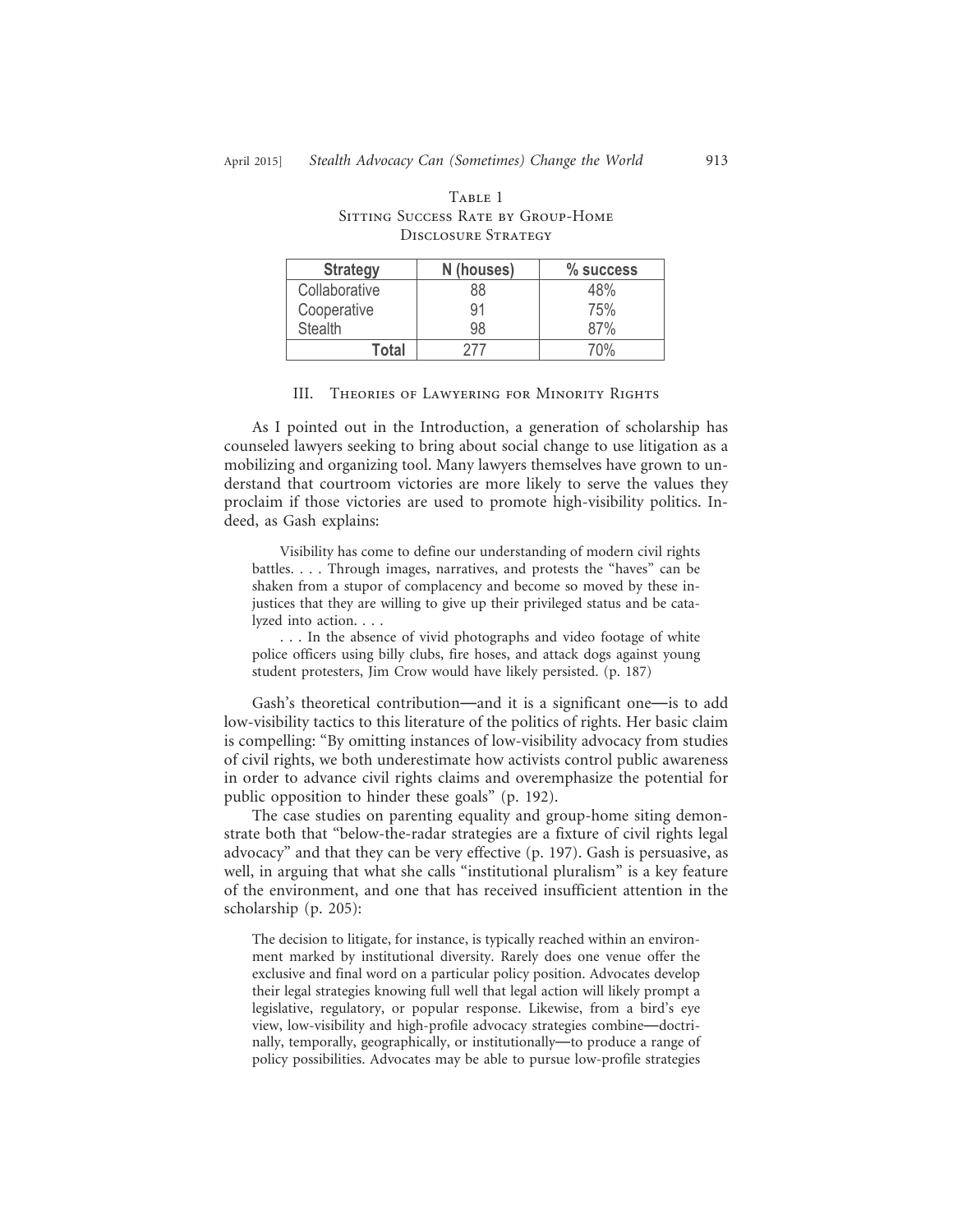Table 1
Sitting Success Rate by Group-Home Disclosure Strategy

| Strategy | N (houses) | % success |
|---|---|---|
| Collaborative | 88 | 48% |
| Cooperative | 91 | 75% |
| Stealth | 98 | 87% |
| **Total** | 277 | 70% |

## III. Theories of Lawyering for Minority Rights

As I pointed out in the Introduction, a generation of scholarship has counseled lawyers seeking to bring about social change to use litigation as a mobilizing and organizing tool. Many lawyers themselves have grown to understand that courtroom victories are more likely to serve the values they proclaim if those victories are used to promote high-visibility politics. Indeed, as Gash explains:

> Visibility has come to define our understanding of modern civil rights battles. . . . Through images, narratives, and protests the "haves" can be shaken from a stupor of complacency and become so moved by these injustices that they are willing to give up their privileged status and be catalyzed into action. . . .
>
> . . . In the absence of vivid photographs and video footage of white police officers using billy clubs, fire hoses, and attack dogs against young student protesters, Jim Crow would have likely persisted. (p. 187)

Gash's theoretical contribution—and it is a significant one—is to add low-visibility tactics to this literature of the politics of rights. Her basic claim is compelling: "By omitting instances of low-visibility advocacy from studies of civil rights, we both underestimate how activists control public awareness in order to advance civil rights claims and overemphasize the potential for public opposition to hinder these goals" (p. 192).

The case studies on parenting equality and group-home siting demonstrate both that "below-the-radar strategies are a fixture of civil rights legal advocacy" and that they can be very effective (p. 197). Gash is persuasive, as well, in arguing that what she calls "institutional pluralism" is a key feature of the environment, and one that has received insufficient attention in the scholarship (p. 205):

> The decision to litigate, for instance, is typically reached within an environment marked by institutional diversity. Rarely does one venue offer the exclusive and final word on a particular policy position. Advocates develop their legal strategies knowing full well that legal action will likely prompt a legislative, regulatory, or popular response. Likewise, from a bird's eye view, low-visibility and high-profile advocacy strategies combine—doctrinally, temporally, geographically, or institutionally—to produce a range of policy possibilities. Advocates may be able to pursue low-profile strategies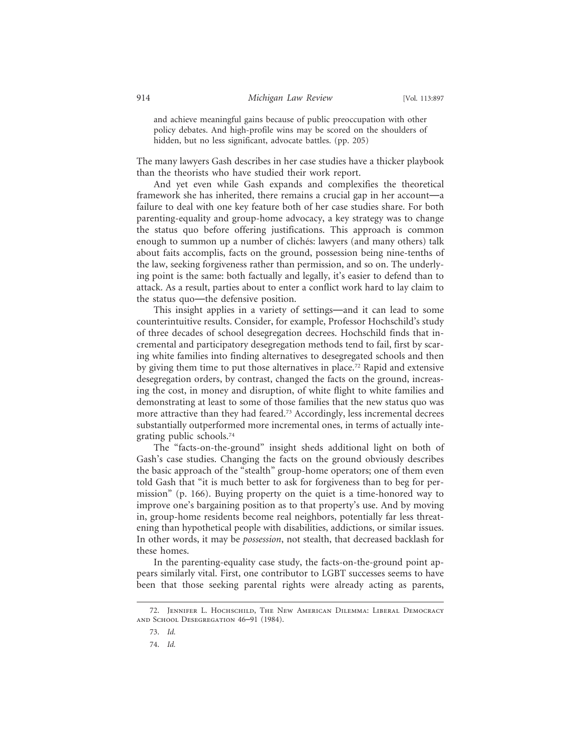and achieve meaningful gains because of public preoccupation with other policy debates. And high-profile wins may be scored on the shoulders of hidden, but no less significant, advocate battles. (pp. 205)

The many lawyers Gash describes in her case studies have a thicker playbook than the theorists who have studied their work report.

And yet even while Gash expands and complexifies the theoretical framework she has inherited, there remains a crucial gap in her account—a failure to deal with one key feature both of her case studies share. For both parenting-equality and group-home advocacy, a key strategy was to change the status quo before offering justifications. This approach is common enough to summon up a number of clichés: lawyers (and many others) talk about faits accomplis, facts on the ground, possession being nine-tenths of the law, seeking forgiveness rather than permission, and so on. The underlying point is the same: both factually and legally, it's easier to defend than to attack. As a result, parties about to enter a conflict work hard to lay claim to the status quo—the defensive position.

This insight applies in a variety of settings—and it can lead to some counterintuitive results. Consider, for example, Professor Hochschild's study of three decades of school desegregation decrees. Hochschild finds that incremental and participatory desegregation methods tend to fail, first by scaring white families into finding alternatives to desegregated schools and then by giving them time to put those alternatives in place.[72] Rapid and extensive desegregation orders, by contrast, changed the facts on the ground, increasing the cost, in money and disruption, of white flight to white families and demonstrating at least to some of those families that the new status quo was more attractive than they had feared.[73] Accordingly, less incremental decrees substantially outperformed more incremental ones, in terms of actually integrating public schools.[74]

The "facts-on-the-ground" insight sheds additional light on both of Gash's case studies. Changing the facts on the ground obviously describes the basic approach of the "stealth" group-home operators; one of them even told Gash that "it is much better to ask for forgiveness than to beg for permission" (p. 166). Buying property on the quiet is a time-honored way to improve one's bargaining position as to that property's use. And by moving in, group-home residents become real neighbors, potentially far less threatening than hypothetical people with disabilities, addictions, or similar issues. In other words, it may be *possession*, not stealth, that decreased backlash for these homes.

In the parenting-equality case study, the facts-on-the-ground point appears similarly vital. First, one contributor to LGBT successes seems to have been that those seeking parental rights were already acting as parents,

---

72. Jennifer L. Hochschild, The New American Dilemma: Liberal Democracy and School Desegregation 46–91 (1984).

73. *Id.*

74. *Id.*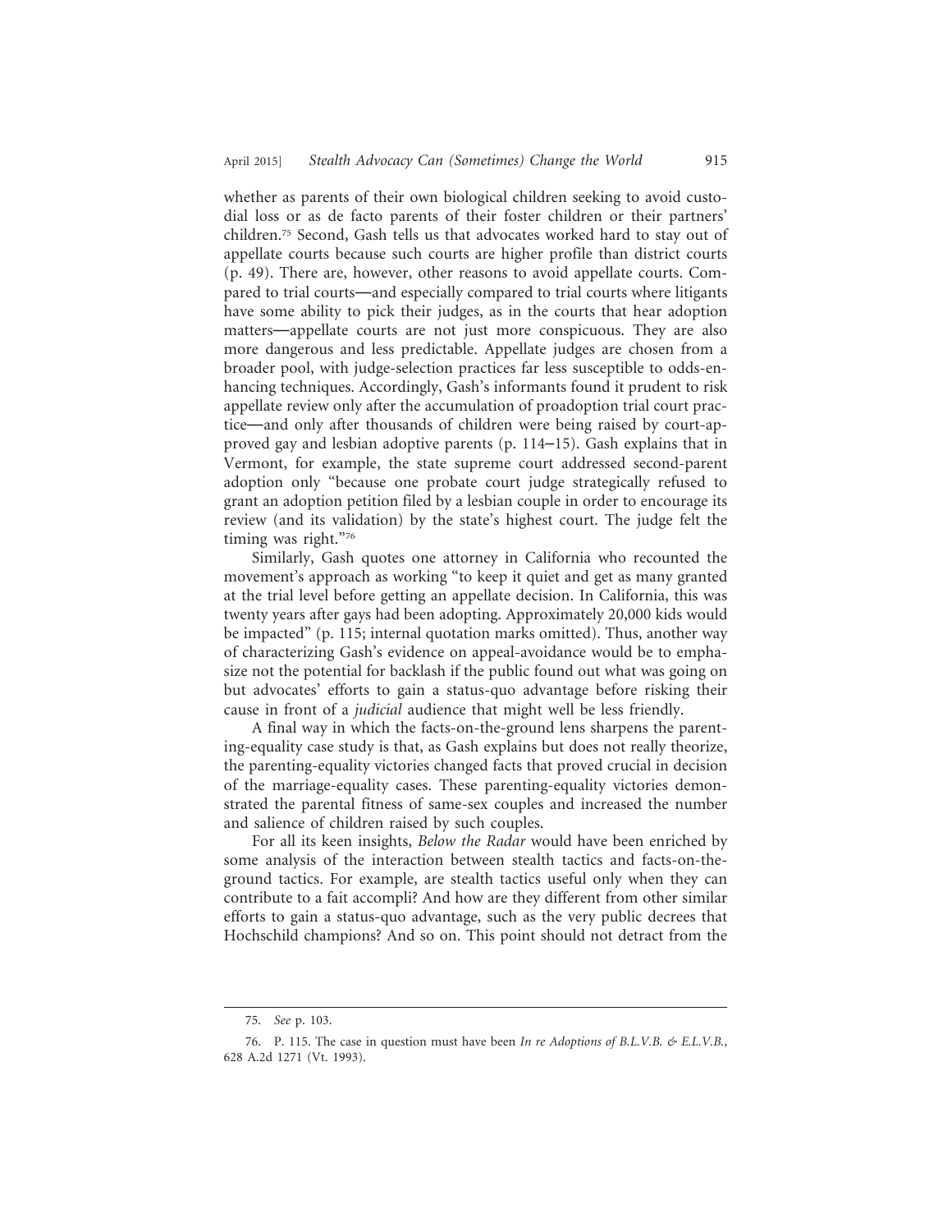whether as parents of their own biological children seeking to avoid custodial loss or as de facto parents of their foster children or their partners' children.[75] Second, Gash tells us that advocates worked hard to stay out of appellate courts because such courts are higher profile than district courts (p. 49). There are, however, other reasons to avoid appellate courts. Compared to trial courts—and especially compared to trial courts where litigants have some ability to pick their judges, as in the courts that hear adoption matters—appellate courts are not just more conspicuous. They are also more dangerous and less predictable. Appellate judges are chosen from a broader pool, with judge-selection practices far less susceptible to odds-enhancing techniques. Accordingly, Gash's informants found it prudent to risk appellate review only after the accumulation of proadoption trial court practice—and only after thousands of children were being raised by court-approved gay and lesbian adoptive parents (p. 114–15). Gash explains that in Vermont, for example, the state supreme court addressed second-parent adoption only "because one probate court judge strategically refused to grant an adoption petition filed by a lesbian couple in order to encourage its review (and its validation) by the state's highest court. The judge felt the timing was right."[76]

Similarly, Gash quotes one attorney in California who recounted the movement's approach as working "to keep it quiet and get as many granted at the trial level before getting an appellate decision. In California, this was twenty years after gays had been adopting. Approximately 20,000 kids would be impacted" (p. 115; internal quotation marks omitted). Thus, another way of characterizing Gash's evidence on appeal-avoidance would be to emphasize not the potential for backlash if the public found out what was going on but advocates' efforts to gain a status-quo advantage before risking their cause in front of a *judicial* audience that might well be less friendly.

A final way in which the facts-on-the-ground lens sharpens the parenting-equality case study is that, as Gash explains but does not really theorize, the parenting-equality victories changed facts that proved crucial in decision of the marriage-equality cases. These parenting-equality victories demonstrated the parental fitness of same-sex couples and increased the number and salience of children raised by such couples.

For all its keen insights, *Below the Radar* would have been enriched by some analysis of the interaction between stealth tactics and facts-on-the-ground tactics. For example, are stealth tactics useful only when they can contribute to a fait accompli? And how are they different from other similar efforts to gain a status-quo advantage, such as the very public decrees that Hochschild champions? And so on. This point should not detract from the

---

75. *See* p. 103.

76. P. 115. The case in question must have been *In re Adoptions of B.L.V.B. & E.L.V.B.*, 628 A.2d 1271 (Vt. 1993).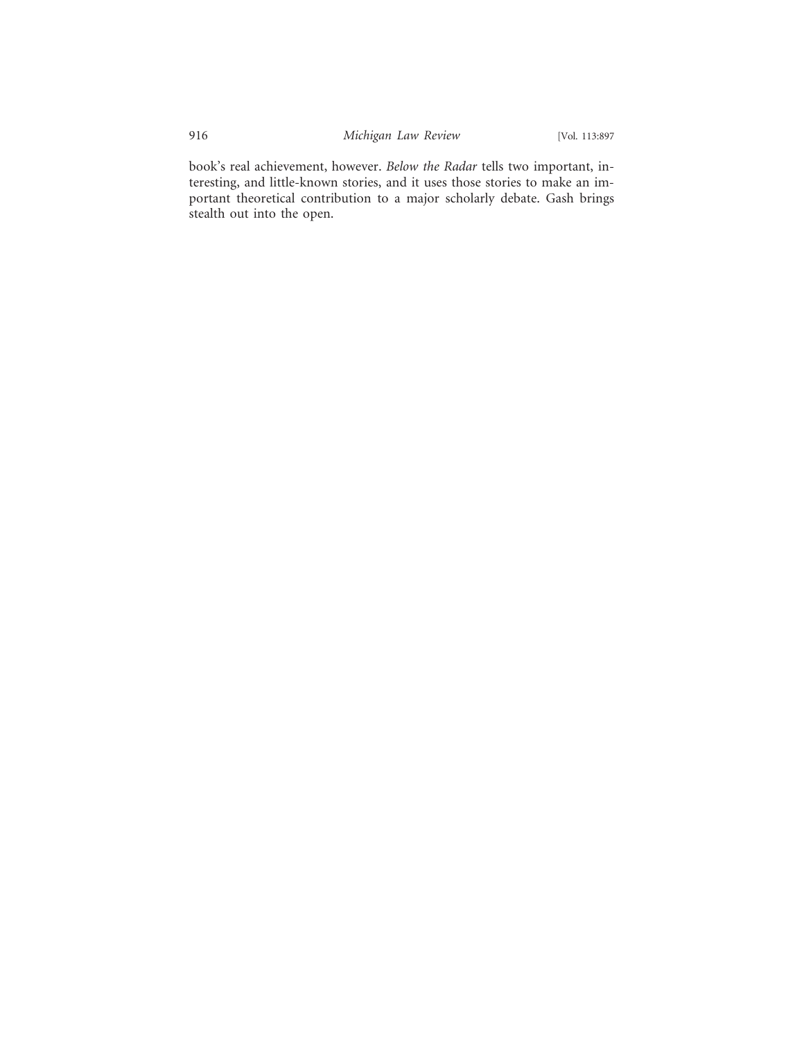book's real achievement, however. *Below the Radar* tells two important, interesting, and little-known stories, and it uses those stories to make an important theoretical contribution to a major scholarly debate. Gash brings stealth out into the open.